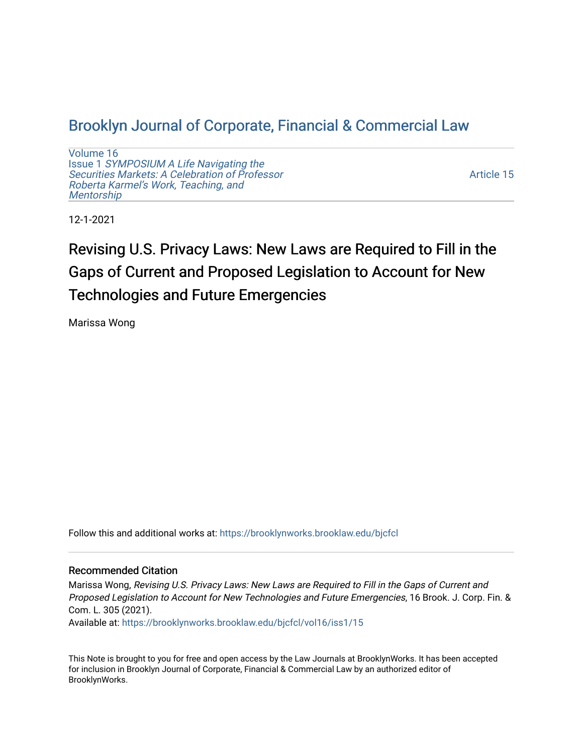# Brooklyn Journal of Corporate, Financial & Commercial Law

Volume 16
Issue 1 *SYMPOSIUM A Life Navigating the Securities Markets: A Celebration of Professor Roberta Karmel's Work, Teaching, and Mentorship*

Article 15

12-1-2021

## Revising U.S. Privacy Laws: New Laws are Required to Fill in the Gaps of Current and Proposed Legislation to Account for New Technologies and Future Emergencies

Marissa Wong

Follow this and additional works at: https://brooklynworks.brooklaw.edu/bjcfcl

### Recommended Citation

Marissa Wong, *Revising U.S. Privacy Laws: New Laws are Required to Fill in the Gaps of Current and Proposed Legislation to Account for New Technologies and Future Emergencies*, 16 Brook. J. Corp. Fin. & Com. L. 305 (2021).
Available at: https://brooklynworks.brooklaw.edu/bjcfcl/vol16/iss1/15

This Note is brought to you for free and open access by the Law Journals at BrooklynWorks. It has been accepted for inclusion in Brooklyn Journal of Corporate, Financial & Commercial Law by an authorized editor of BrooklynWorks.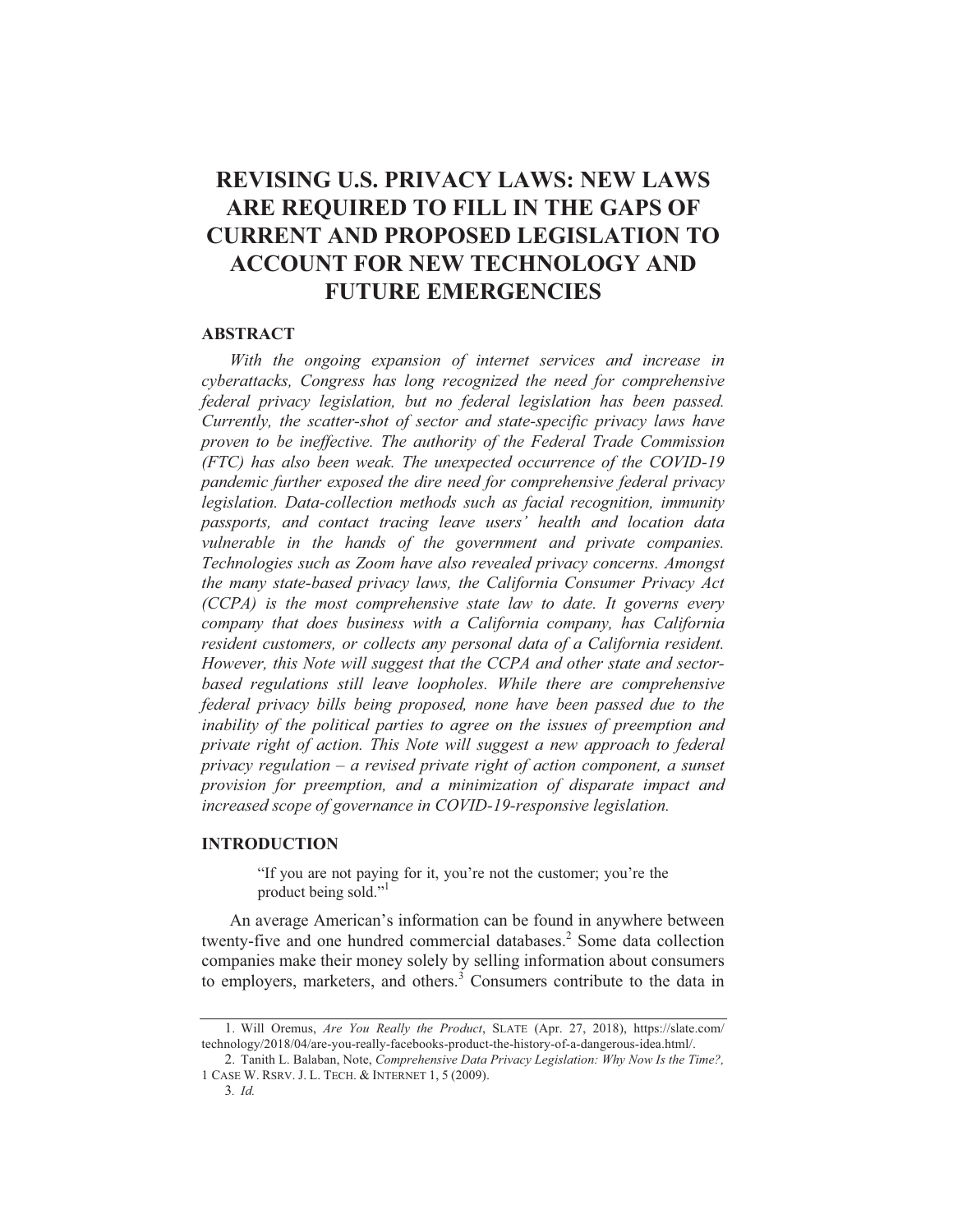# REVISING U.S. PRIVACY LAWS: NEW LAWS ARE REQUIRED TO FILL IN THE GAPS OF CURRENT AND PROPOSED LEGISLATION TO ACCOUNT FOR NEW TECHNOLOGY AND FUTURE EMERGENCIES

## ABSTRACT

*With the ongoing expansion of internet services and increase in cyberattacks, Congress has long recognized the need for comprehensive federal privacy legislation, but no federal legislation has been passed. Currently, the scatter-shot of sector and state-specific privacy laws have proven to be ineffective. The authority of the Federal Trade Commission (FTC) has also been weak. The unexpected occurrence of the COVID-19 pandemic further exposed the dire need for comprehensive federal privacy legislation. Data-collection methods such as facial recognition, immunity passports, and contact tracing leave users' health and location data vulnerable in the hands of the government and private companies. Technologies such as Zoom have also revealed privacy concerns. Amongst the many state-based privacy laws, the California Consumer Privacy Act (CCPA) is the most comprehensive state law to date. It governs every company that does business with a California company, has California resident customers, or collects any personal data of a California resident. However, this Note will suggest that the CCPA and other state and sector-based regulations still leave loopholes. While there are comprehensive federal privacy bills being proposed, none have been passed due to the inability of the political parties to agree on the issues of preemption and private right of action. This Note will suggest a new approach to federal privacy regulation – a revised private right of action component, a sunset provision for preemption, and a minimization of disparate impact and increased scope of governance in COVID-19-responsive legislation.*

## INTRODUCTION

> "If you are not paying for it, you're not the customer; you're the product being sold."[1]

An average American's information can be found in anywhere between twenty-five and one hundred commercial databases.[2] Some data collection companies make their money solely by selling information about consumers to employers, marketers, and others.[3] Consumers contribute to the data in

---

1. Will Oremus, *Are You Really the Product*, SLATE (Apr. 27, 2018), https://slate.com/technology/2018/04/are-you-really-facebooks-product-the-history-of-a-dangerous-idea.html/.

2. Tanith L. Balaban, Note, *Comprehensive Data Privacy Legislation: Why Now Is the Time?,* 1 CASE W. RSRV. J. L. TECH. & INTERNET 1, 5 (2009).

3. *Id.*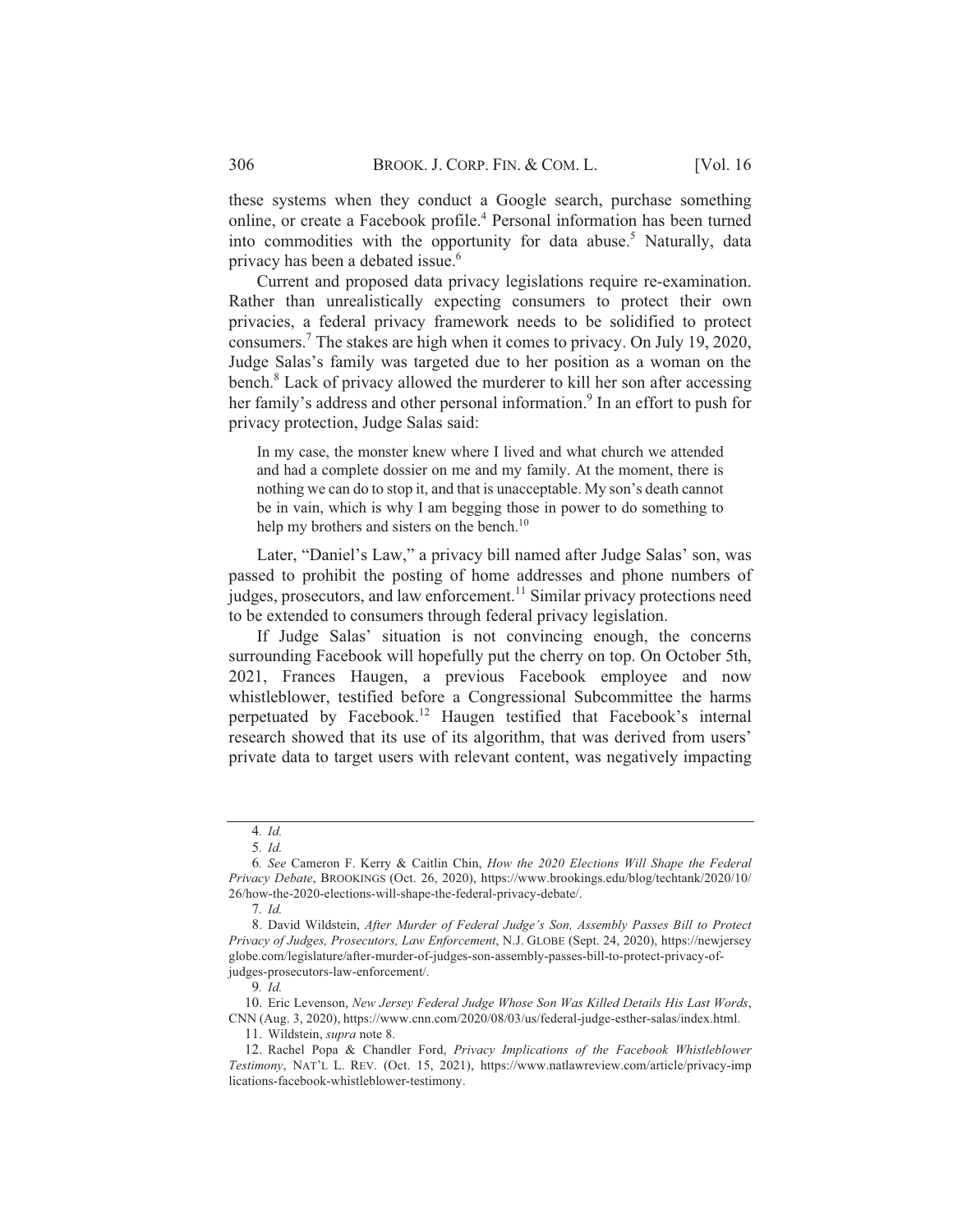these systems when they conduct a Google search, purchase something online, or create a Facebook profile.[4] Personal information has been turned into commodities with the opportunity for data abuse.[5] Naturally, data privacy has been a debated issue.[6]

Current and proposed data privacy legislations require re-examination. Rather than unrealistically expecting consumers to protect their own privacies, a federal privacy framework needs to be solidified to protect consumers.[7] The stakes are high when it comes to privacy. On July 19, 2020, Judge Salas's family was targeted due to her position as a woman on the bench.[8] Lack of privacy allowed the murderer to kill her son after accessing her family's address and other personal information.[9] In an effort to push for privacy protection, Judge Salas said:

> In my case, the monster knew where I lived and what church we attended and had a complete dossier on me and my family. At the moment, there is nothing we can do to stop it, and that is unacceptable. My son's death cannot be in vain, which is why I am begging those in power to do something to help my brothers and sisters on the bench.[10]

Later, "Daniel's Law," a privacy bill named after Judge Salas' son, was passed to prohibit the posting of home addresses and phone numbers of judges, prosecutors, and law enforcement.[11] Similar privacy protections need to be extended to consumers through federal privacy legislation.

If Judge Salas' situation is not convincing enough, the concerns surrounding Facebook will hopefully put the cherry on top. On October 5th, 2021, Frances Haugen, a previous Facebook employee and now whistleblower, testified before a Congressional Subcommittee the harms perpetuated by Facebook.[12] Haugen testified that Facebook's internal research showed that its use of its algorithm, that was derived from users' private data to target users with relevant content, was negatively impacting

---

4. *Id.*

5. *Id.*

6. *See* Cameron F. Kerry & Caitlin Chin, *How the 2020 Elections Will Shape the Federal Privacy Debate*, BROOKINGS (Oct. 26, 2020), https://www.brookings.edu/blog/techtank/2020/10/26/how-the-2020-elections-will-shape-the-federal-privacy-debate/.

7. *Id.*

8. David Wildstein, *After Murder of Federal Judge's Son, Assembly Passes Bill to Protect Privacy of Judges, Prosecutors, Law Enforcement*, N.J. GLOBE (Sept. 24, 2020), https://newjerseyglobe.com/legislature/after-murder-of-judges-son-assembly-passes-bill-to-protect-privacy-of-judges-prosecutors-law-enforcement/.

9. *Id.*

10. Eric Levenson, *New Jersey Federal Judge Whose Son Was Killed Details His Last Words*, CNN (Aug. 3, 2020), https://www.cnn.com/2020/08/03/us/federal-judge-esther-salas/index.html.

11. Wildstein, *supra* note 8.

12. Rachel Popa & Chandler Ford, *Privacy Implications of the Facebook Whistleblower Testimony*, NAT'L L. REV. (Oct. 15, 2021), https://www.natlawreview.com/article/privacy-implications-facebook-whistleblower-testimony.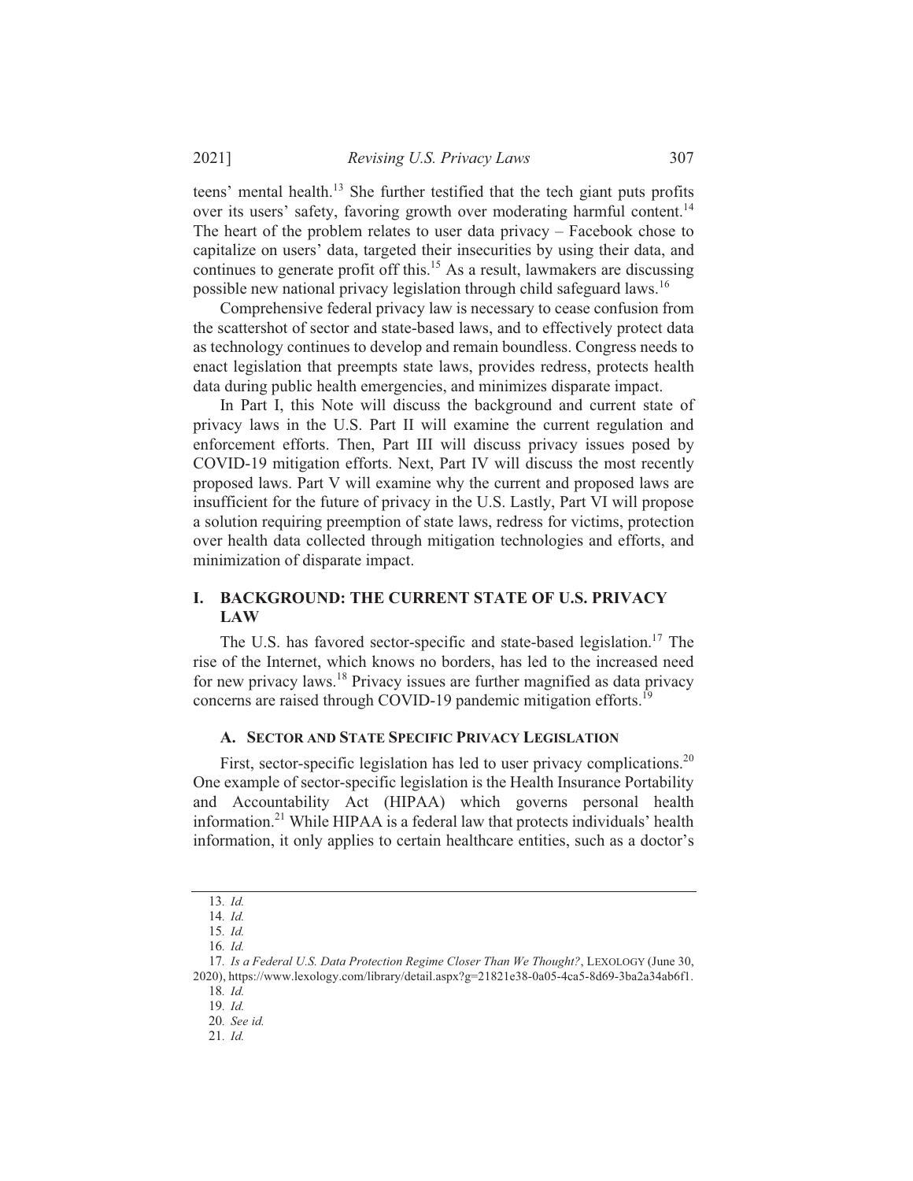teens' mental health.[13] She further testified that the tech giant puts profits over its users' safety, favoring growth over moderating harmful content.[14] The heart of the problem relates to user data privacy – Facebook chose to capitalize on users' data, targeted their insecurities by using their data, and continues to generate profit off this.[15] As a result, lawmakers are discussing possible new national privacy legislation through child safeguard laws.[16]

Comprehensive federal privacy law is necessary to cease confusion from the scattershot of sector and state-based laws, and to effectively protect data as technology continues to develop and remain boundless. Congress needs to enact legislation that preempts state laws, provides redress, protects health data during public health emergencies, and minimizes disparate impact.

In Part I, this Note will discuss the background and current state of privacy laws in the U.S. Part II will examine the current regulation and enforcement efforts. Then, Part III will discuss privacy issues posed by COVID-19 mitigation efforts. Next, Part IV will discuss the most recently proposed laws. Part V will examine why the current and proposed laws are insufficient for the future of privacy in the U.S. Lastly, Part VI will propose a solution requiring preemption of state laws, redress for victims, protection over health data collected through mitigation technologies and efforts, and minimization of disparate impact.

## I. BACKGROUND: THE CURRENT STATE OF U.S. PRIVACY LAW

The U.S. has favored sector-specific and state-based legislation.[17] The rise of the Internet, which knows no borders, has led to the increased need for new privacy laws.[18] Privacy issues are further magnified as data privacy concerns are raised through COVID-19 pandemic mitigation efforts.[19]

### A. SECTOR AND STATE SPECIFIC PRIVACY LEGISLATION

First, sector-specific legislation has led to user privacy complications.[20] One example of sector-specific legislation is the Health Insurance Portability and Accountability Act (HIPAA) which governs personal health information.[21] While HIPAA is a federal law that protects individuals' health information, it only applies to certain healthcare entities, such as a doctor's

---

13. *Id.*

14. *Id.*

15. *Id.*

16. *Id.*

17. *Is a Federal U.S. Data Protection Regime Closer Than We Thought?*, LEXOLOGY (June 30, 2020), https://www.lexology.com/library/detail.aspx?g=21821e38-0a05-4ca5-8d69-3ba2a34ab6f1.

18. *Id.*

19. *Id.*

20. *See id.*

21. *Id.*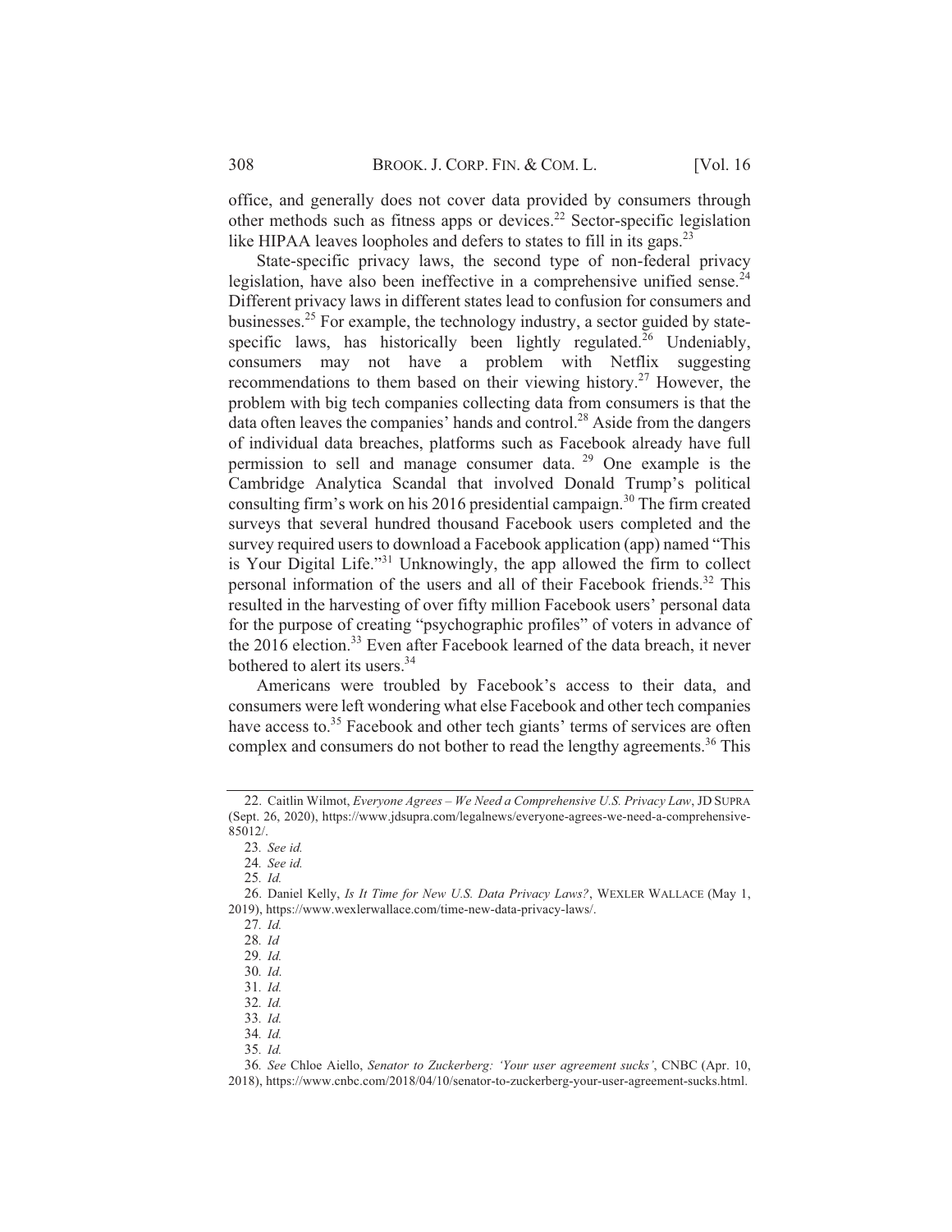office, and generally does not cover data provided by consumers through other methods such as fitness apps or devices.[22] Sector-specific legislation like HIPAA leaves loopholes and defers to states to fill in its gaps.[23]

State-specific privacy laws, the second type of non-federal privacy legislation, have also been ineffective in a comprehensive unified sense.[24] Different privacy laws in different states lead to confusion for consumers and businesses.[25] For example, the technology industry, a sector guided by state-specific laws, has historically been lightly regulated.[26] Undeniably, consumers may not have a problem with Netflix suggesting recommendations to them based on their viewing history.[27] However, the problem with big tech companies collecting data from consumers is that the data often leaves the companies' hands and control.[28] Aside from the dangers of individual data breaches, platforms such as Facebook already have full permission to sell and manage consumer data. [29] One example is the Cambridge Analytica Scandal that involved Donald Trump's political consulting firm's work on his 2016 presidential campaign.[30] The firm created surveys that several hundred thousand Facebook users completed and the survey required users to download a Facebook application (app) named "This is Your Digital Life."[31] Unknowingly, the app allowed the firm to collect personal information of the users and all of their Facebook friends.[32] This resulted in the harvesting of over fifty million Facebook users' personal data for the purpose of creating "psychographic profiles" of voters in advance of the 2016 election.[33] Even after Facebook learned of the data breach, it never bothered to alert its users.[34]

Americans were troubled by Facebook's access to their data, and consumers were left wondering what else Facebook and other tech companies have access to.[35] Facebook and other tech giants' terms of services are often complex and consumers do not bother to read the lengthy agreements.[36] This

---

22. Caitlin Wilmot, *Everyone Agrees – We Need a Comprehensive U.S. Privacy Law*, JD SUPRA (Sept. 26, 2020), https://www.jdsupra.com/legalnews/everyone-agrees-we-need-a-comprehensive-85012/.

23. *See id.*

24. *See id.*

25. *Id.*

26. Daniel Kelly, *Is It Time for New U.S. Data Privacy Laws?*, WEXLER WALLACE (May 1, 2019), https://www.wexlerwallace.com/time-new-data-privacy-laws/.

27. *Id.*

28. *Id*

29. *Id.*

30. *Id.*

31. *Id.*

32. *Id.*

33. *Id.*

34. *Id.*

35. *Id.*

36. *See* Chloe Aiello, *Senator to Zuckerberg: 'Your user agreement sucks'*, CNBC (Apr. 10, 2018), https://www.cnbc.com/2018/04/10/senator-to-zuckerberg-your-user-agreement-sucks.html.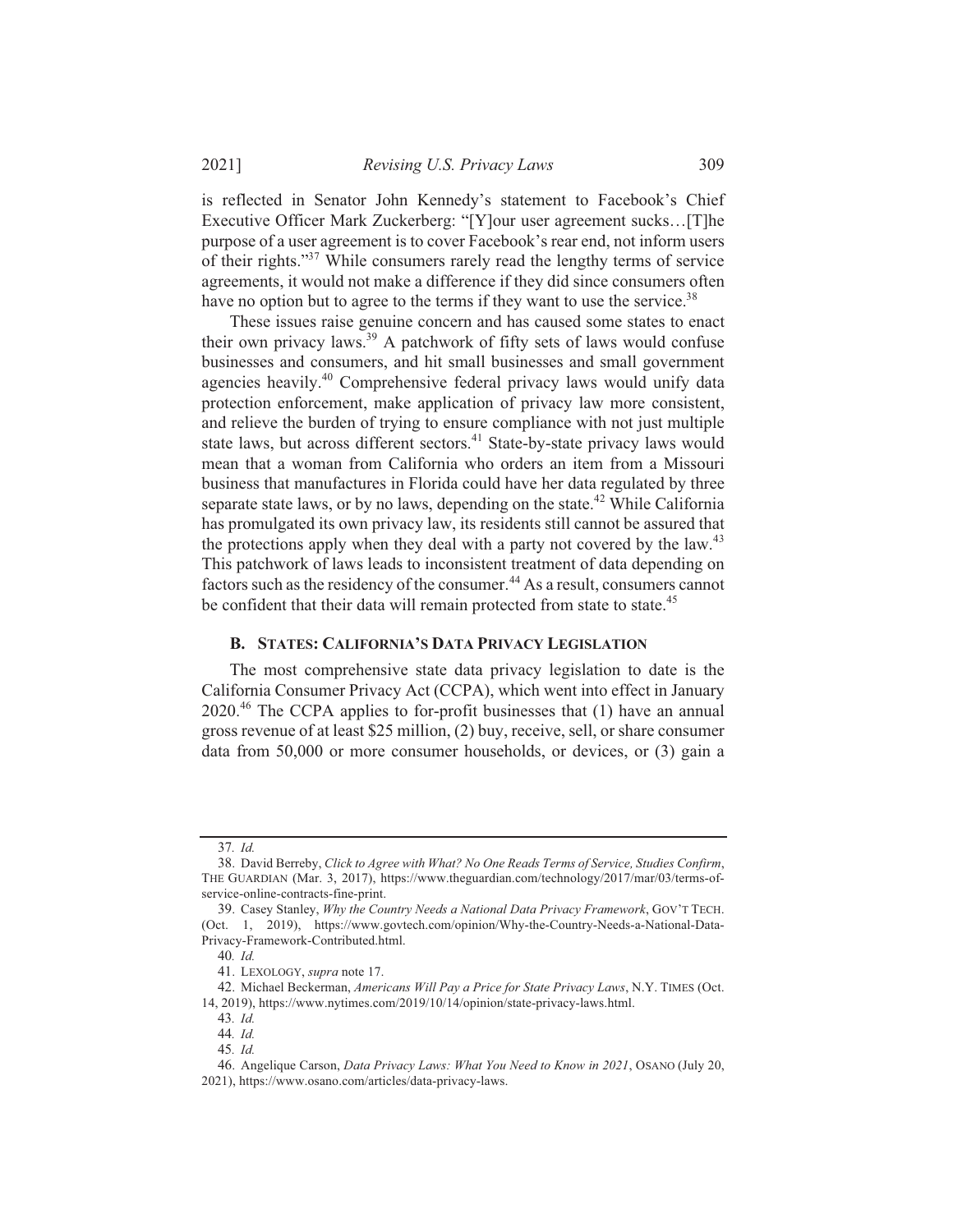is reflected in Senator John Kennedy's statement to Facebook's Chief Executive Officer Mark Zuckerberg: "[Y]our user agreement sucks…[T]he purpose of a user agreement is to cover Facebook's rear end, not inform users of their rights."[37] While consumers rarely read the lengthy terms of service agreements, it would not make a difference if they did since consumers often have no option but to agree to the terms if they want to use the service.[38]

These issues raise genuine concern and has caused some states to enact their own privacy laws.[39] A patchwork of fifty sets of laws would confuse businesses and consumers, and hit small businesses and small government agencies heavily.[40] Comprehensive federal privacy laws would unify data protection enforcement, make application of privacy law more consistent, and relieve the burden of trying to ensure compliance with not just multiple state laws, but across different sectors.[41] State-by-state privacy laws would mean that a woman from California who orders an item from a Missouri business that manufactures in Florida could have her data regulated by three separate state laws, or by no laws, depending on the state.[42] While California has promulgated its own privacy law, its residents still cannot be assured that the protections apply when they deal with a party not covered by the law.[43] This patchwork of laws leads to inconsistent treatment of data depending on factors such as the residency of the consumer.[44] As a result, consumers cannot be confident that their data will remain protected from state to state.[45]

### B. States: California's Data Privacy Legislation

The most comprehensive state data privacy legislation to date is the California Consumer Privacy Act (CCPA), which went into effect in January 2020.[46] The CCPA applies to for-profit businesses that (1) have an annual gross revenue of at least $25 million, (2) buy, receive, sell, or share consumer data from 50,000 or more consumer households, or devices, or (3) gain a

---

37. *Id.*

38. David Berreby, *Click to Agree with What? No One Reads Terms of Service, Studies Confirm*, THE GUARDIAN (Mar. 3, 2017), https://www.theguardian.com/technology/2017/mar/03/terms-of-service-online-contracts-fine-print.

39. Casey Stanley, *Why the Country Needs a National Data Privacy Framework*, GOV'T TECH. (Oct. 1, 2019), https://www.govtech.com/opinion/Why-the-Country-Needs-a-National-Data-Privacy-Framework-Contributed.html.

40. *Id.*

41. LEXOLOGY, *supra* note 17.

42. Michael Beckerman, *Americans Will Pay a Price for State Privacy Laws*, N.Y. TIMES (Oct. 14, 2019), https://www.nytimes.com/2019/10/14/opinion/state-privacy-laws.html.

43. *Id.*

44. *Id.*

45. *Id.*

46. Angelique Carson, *Data Privacy Laws: What You Need to Know in 2021*, OSANO (July 20, 2021), https://www.osano.com/articles/data-privacy-laws.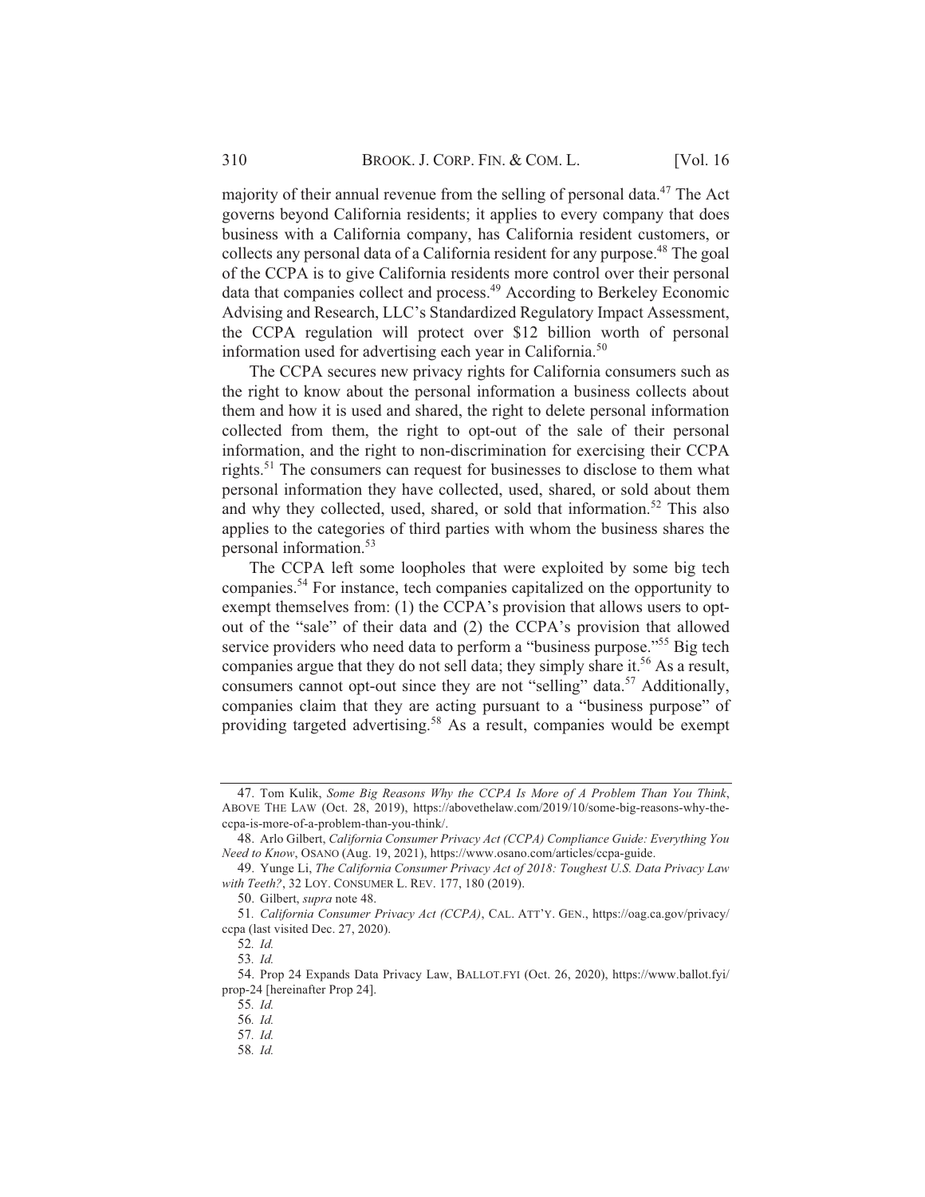majority of their annual revenue from the selling of personal data.[47] The Act governs beyond California residents; it applies to every company that does business with a California company, has California resident customers, or collects any personal data of a California resident for any purpose.[48] The goal of the CCPA is to give California residents more control over their personal data that companies collect and process.[49] According to Berkeley Economic Advising and Research, LLC's Standardized Regulatory Impact Assessment, the CCPA regulation will protect over $12 billion worth of personal information used for advertising each year in California.[50]

The CCPA secures new privacy rights for California consumers such as the right to know about the personal information a business collects about them and how it is used and shared, the right to delete personal information collected from them, the right to opt-out of the sale of their personal information, and the right to non-discrimination for exercising their CCPA rights.[51] The consumers can request for businesses to disclose to them what personal information they have collected, used, shared, or sold about them and why they collected, used, shared, or sold that information.[52] This also applies to the categories of third parties with whom the business shares the personal information.[53]

The CCPA left some loopholes that were exploited by some big tech companies.[54] For instance, tech companies capitalized on the opportunity to exempt themselves from: (1) the CCPA's provision that allows users to opt-out of the "sale" of their data and (2) the CCPA's provision that allowed service providers who need data to perform a "business purpose."[55] Big tech companies argue that they do not sell data; they simply share it.[56] As a result, consumers cannot opt-out since they are not "selling" data.[57] Additionally, companies claim that they are acting pursuant to a "business purpose" of providing targeted advertising.[58] As a result, companies would be exempt

---

47. Tom Kulik, *Some Big Reasons Why the CCPA Is More of A Problem Than You Think*, ABOVE THE LAW (Oct. 28, 2019), https://abovethelaw.com/2019/10/some-big-reasons-why-the-ccpa-is-more-of-a-problem-than-you-think/.

48. Arlo Gilbert, *California Consumer Privacy Act (CCPA) Compliance Guide: Everything You Need to Know*, OSANO (Aug. 19, 2021), https://www.osano.com/articles/ccpa-guide.

49. Yunge Li, *The California Consumer Privacy Act of 2018: Toughest U.S. Data Privacy Law with Teeth?*, 32 LOY. CONSUMER L. REV. 177, 180 (2019).

50. Gilbert, *supra* note 48.

51. *California Consumer Privacy Act (CCPA)*, CAL. ATT'Y. GEN., https://oag.ca.gov/privacy/ccpa (last visited Dec. 27, 2020).

52. *Id.*

53. *Id.*

54. Prop 24 Expands Data Privacy Law, BALLOT.FYI (Oct. 26, 2020), https://www.ballot.fyi/prop-24 [hereinafter Prop 24].

55. *Id.*

56. *Id.*

57. *Id.*

58. *Id.*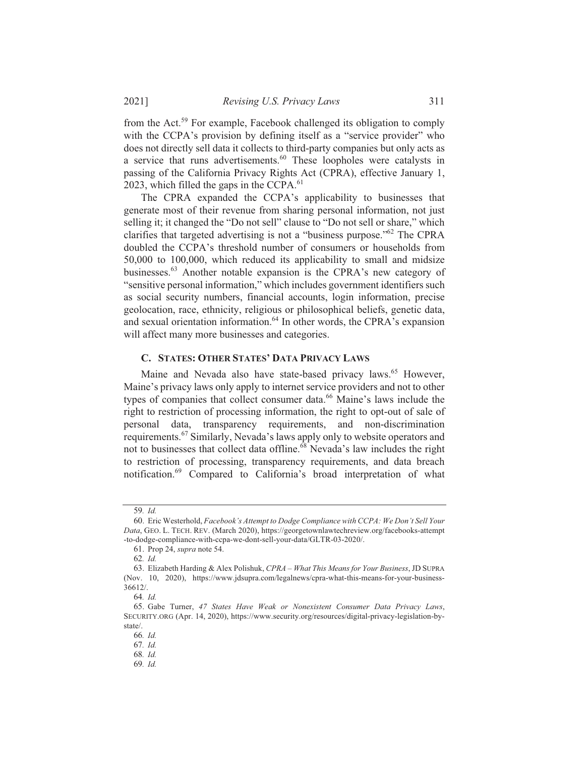from the Act.[59] For example, Facebook challenged its obligation to comply with the CCPA's provision by defining itself as a "service provider" who does not directly sell data it collects to third-party companies but only acts as a service that runs advertisements.[60] These loopholes were catalysts in passing of the California Privacy Rights Act (CPRA), effective January 1, 2023, which filled the gaps in the CCPA.[61]

The CPRA expanded the CCPA's applicability to businesses that generate most of their revenue from sharing personal information, not just selling it; it changed the "Do not sell" clause to "Do not sell or share," which clarifies that targeted advertising is not a "business purpose."[62] The CPRA doubled the CCPA's threshold number of consumers or households from 50,000 to 100,000, which reduced its applicability to small and midsize businesses.[63] Another notable expansion is the CPRA's new category of "sensitive personal information," which includes government identifiers such as social security numbers, financial accounts, login information, precise geolocation, race, ethnicity, religious or philosophical beliefs, genetic data, and sexual orientation information.[64] In other words, the CPRA's expansion will affect many more businesses and categories.

### C. States: Other States' Data Privacy Laws

Maine and Nevada also have state-based privacy laws.[65] However, Maine's privacy laws only apply to internet service providers and not to other types of companies that collect consumer data.[66] Maine's laws include the right to restriction of processing information, the right to opt-out of sale of personal data, transparency requirements, and non-discrimination requirements.[67] Similarly, Nevada's laws apply only to website operators and not to businesses that collect data offline.[68] Nevada's law includes the right to restriction of processing, transparency requirements, and data breach notification.[69] Compared to California's broad interpretation of what

---

59. *Id.*

60. Eric Westerhold, *Facebook's Attempt to Dodge Compliance with CCPA: We Don't Sell Your Data*, GEO. L. TECH. REV. (March 2020), https://georgetownlawtechreview.org/facebooks-attempt-to-dodge-compliance-with-ccpa-we-dont-sell-your-data/GLTR-03-2020/.

61. Prop 24, *supra* note 54.

62. *Id.*

63. Elizabeth Harding & Alex Polishuk, *CPRA – What This Means for Your Business*, JD SUPRA (Nov. 10, 2020), https://www.jdsupra.com/legalnews/cpra-what-this-means-for-your-business-36612/.

64. *Id.*

65. Gabe Turner, *47 States Have Weak or Nonexistent Consumer Data Privacy Laws*, SECURITY.ORG (Apr. 14, 2020), https://www.security.org/resources/digital-privacy-legislation-by-state/.

66. *Id.*

67. *Id.*

68. *Id.*

69. *Id.*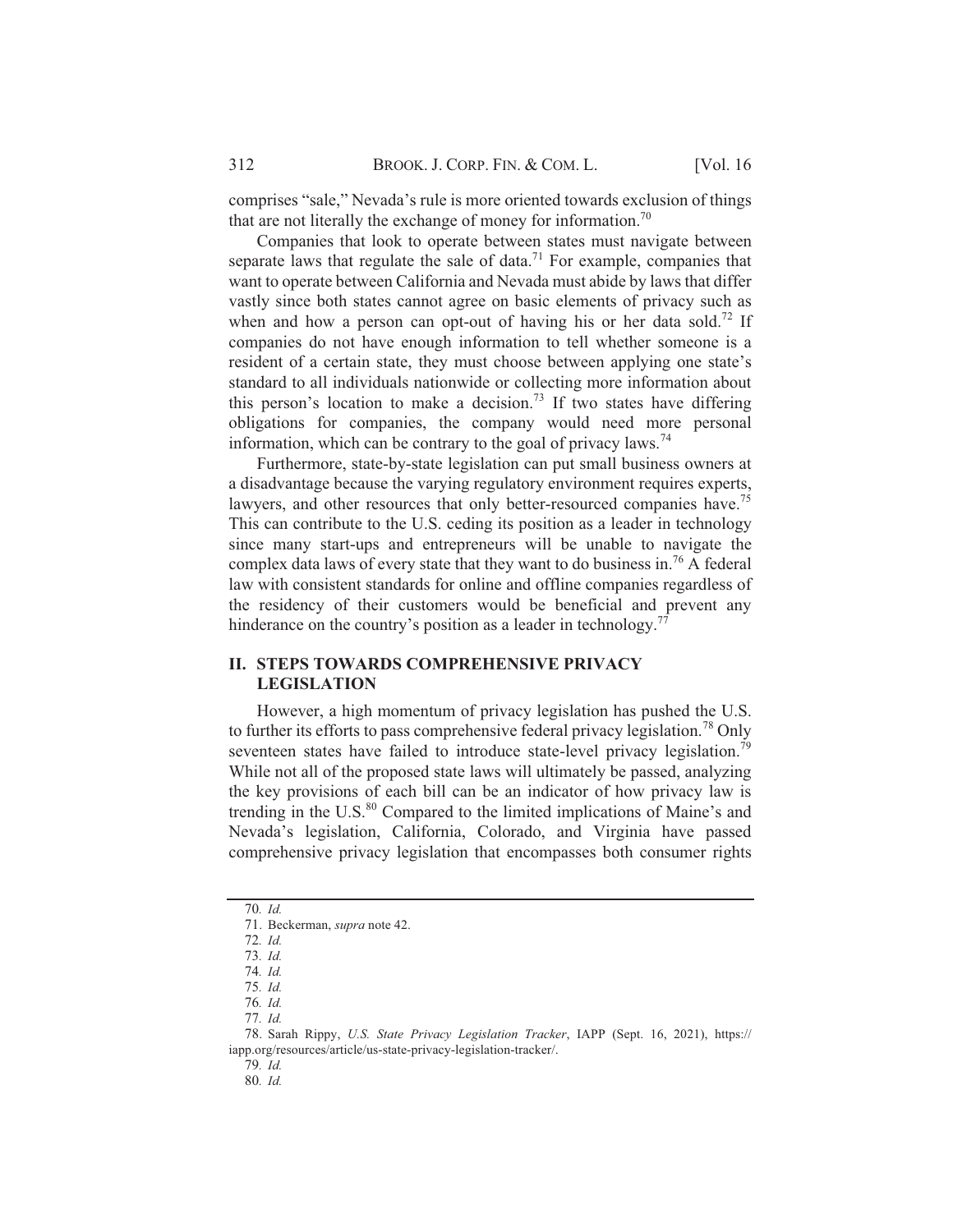comprises "sale," Nevada's rule is more oriented towards exclusion of things that are not literally the exchange of money for information.[70]

Companies that look to operate between states must navigate between separate laws that regulate the sale of data.[71] For example, companies that want to operate between California and Nevada must abide by laws that differ vastly since both states cannot agree on basic elements of privacy such as when and how a person can opt-out of having his or her data sold.[72] If companies do not have enough information to tell whether someone is a resident of a certain state, they must choose between applying one state's standard to all individuals nationwide or collecting more information about this person's location to make a decision.[73] If two states have differing obligations for companies, the company would need more personal information, which can be contrary to the goal of privacy laws.[74]

Furthermore, state-by-state legislation can put small business owners at a disadvantage because the varying regulatory environment requires experts, lawyers, and other resources that only better-resourced companies have.[75] This can contribute to the U.S. ceding its position as a leader in technology since many start-ups and entrepreneurs will be unable to navigate the complex data laws of every state that they want to do business in.[76] A federal law with consistent standards for online and offline companies regardless of the residency of their customers would be beneficial and prevent any hinderance on the country's position as a leader in technology.[77]

## II. STEPS TOWARDS COMPREHENSIVE PRIVACY LEGISLATION

However, a high momentum of privacy legislation has pushed the U.S. to further its efforts to pass comprehensive federal privacy legislation.[78] Only seventeen states have failed to introduce state-level privacy legislation.[79] While not all of the proposed state laws will ultimately be passed, analyzing the key provisions of each bill can be an indicator of how privacy law is trending in the U.S.[80] Compared to the limited implications of Maine's and Nevada's legislation, California, Colorado, and Virginia have passed comprehensive privacy legislation that encompasses both consumer rights

---

70. *Id.*

71. Beckerman, *supra* note 42.

72. *Id.*

73. *Id.*

74. *Id.*

75. *Id.*

76. *Id.*

77. *Id.*

78. Sarah Rippy, *U.S. State Privacy Legislation Tracker*, IAPP (Sept. 16, 2021), https://iapp.org/resources/article/us-state-privacy-legislation-tracker/.

79. *Id.*

80. *Id.*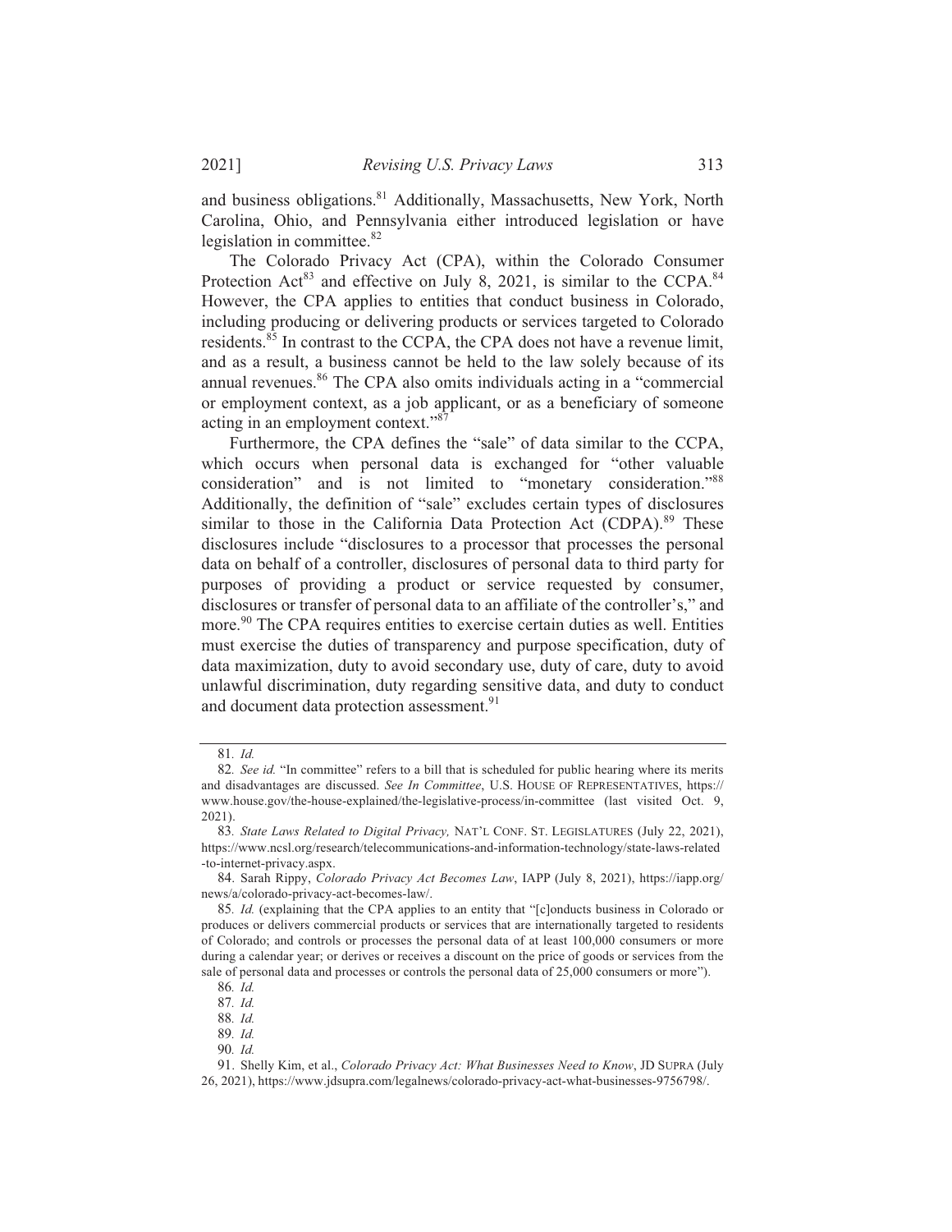and business obligations.[81] Additionally, Massachusetts, New York, North Carolina, Ohio, and Pennsylvania either introduced legislation or have legislation in committee.[82]

The Colorado Privacy Act (CPA), within the Colorado Consumer Protection Act[83] and effective on July 8, 2021, is similar to the CCPA.[84] However, the CPA applies to entities that conduct business in Colorado, including producing or delivering products or services targeted to Colorado residents.[85] In contrast to the CCPA, the CPA does not have a revenue limit, and as a result, a business cannot be held to the law solely because of its annual revenues.[86] The CPA also omits individuals acting in a "commercial or employment context, as a job applicant, or as a beneficiary of someone acting in an employment context."[87]

Furthermore, the CPA defines the "sale" of data similar to the CCPA, which occurs when personal data is exchanged for "other valuable consideration" and is not limited to "monetary consideration."[88] Additionally, the definition of "sale" excludes certain types of disclosures similar to those in the California Data Protection Act (CDPA).[89] These disclosures include "disclosures to a processor that processes the personal data on behalf of a controller, disclosures of personal data to third party for purposes of providing a product or service requested by consumer, disclosures or transfer of personal data to an affiliate of the controller's," and more.[90] The CPA requires entities to exercise certain duties as well. Entities must exercise the duties of transparency and purpose specification, duty of data maximization, duty to avoid secondary use, duty of care, duty to avoid unlawful discrimination, duty regarding sensitive data, and duty to conduct and document data protection assessment.[91]

---

81. *Id.*

82. *See id.* "In committee" refers to a bill that is scheduled for public hearing where its merits and disadvantages are discussed. *See In Committee*, U.S. HOUSE OF REPRESENTATIVES, https://www.house.gov/the-house-explained/the-legislative-process/in-committee (last visited Oct. 9, 2021).

83. *State Laws Related to Digital Privacy,* NAT'L CONF. ST. LEGISLATURES (July 22, 2021), https://www.ncsl.org/research/telecommunications-and-information-technology/state-laws-related-to-internet-privacy.aspx.

84. Sarah Rippy, *Colorado Privacy Act Becomes Law*, IAPP (July 8, 2021), https://iapp.org/news/a/colorado-privacy-act-becomes-law/.

85. *Id.* (explaining that the CPA applies to an entity that "[c]onducts business in Colorado or produces or delivers commercial products or services that are internationally targeted to residents of Colorado; and controls or processes the personal data of at least 100,000 consumers or more during a calendar year; or derives or receives a discount on the price of goods or services from the sale of personal data and processes or controls the personal data of 25,000 consumers or more").

86. *Id.*

87. *Id.*

88. *Id.*

89. *Id.*

90. *Id.*

91. Shelly Kim, et al., *Colorado Privacy Act: What Businesses Need to Know*, JD SUPRA (July 26, 2021), https://www.jdsupra.com/legalnews/colorado-privacy-act-what-businesses-9756798/.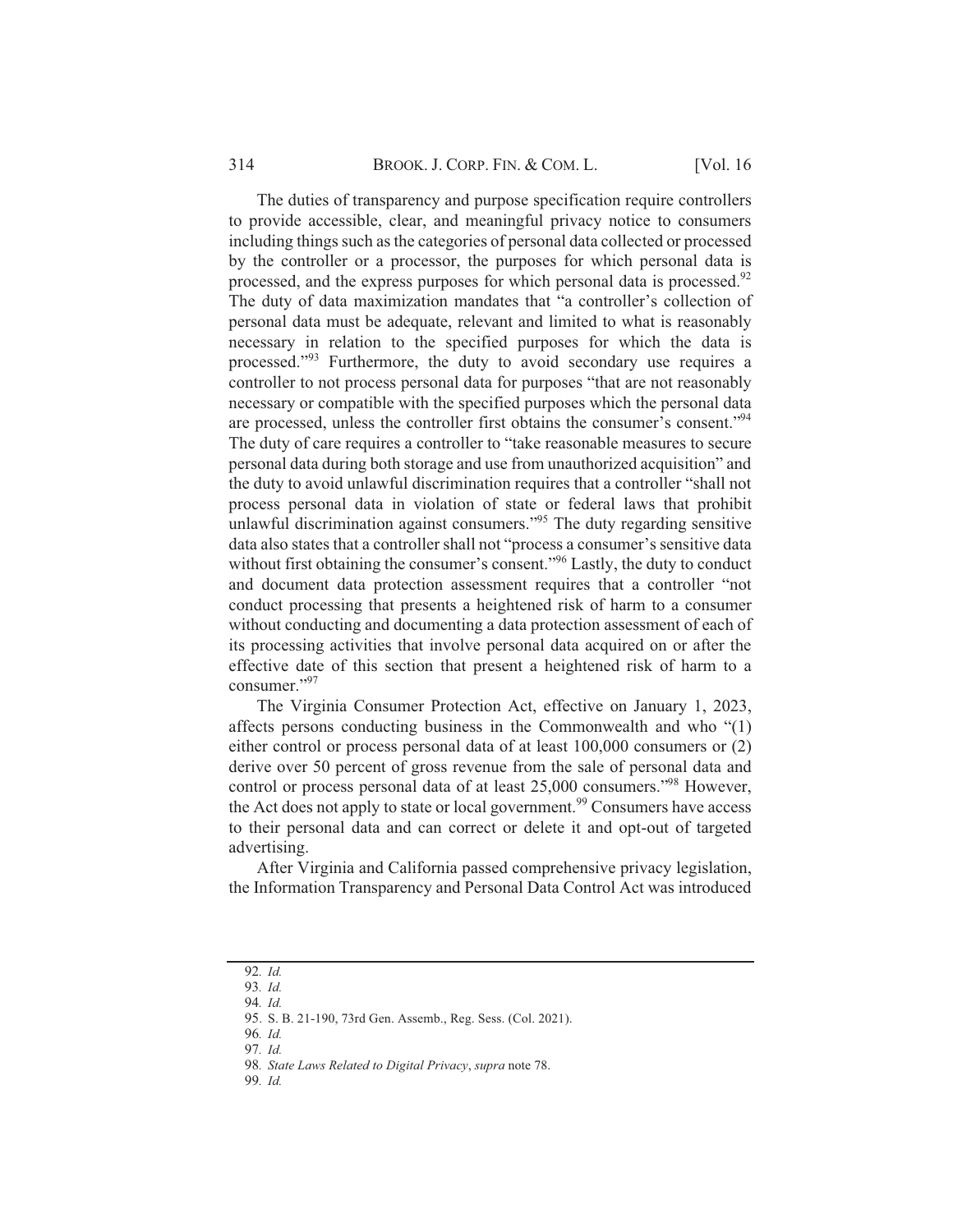The duties of transparency and purpose specification require controllers to provide accessible, clear, and meaningful privacy notice to consumers including things such as the categories of personal data collected or processed by the controller or a processor, the purposes for which personal data is processed, and the express purposes for which personal data is processed.[92] The duty of data maximization mandates that "a controller's collection of personal data must be adequate, relevant and limited to what is reasonably necessary in relation to the specified purposes for which the data is processed."[93] Furthermore, the duty to avoid secondary use requires a controller to not process personal data for purposes "that are not reasonably necessary or compatible with the specified purposes which the personal data are processed, unless the controller first obtains the consumer's consent."[94] The duty of care requires a controller to "take reasonable measures to secure personal data during both storage and use from unauthorized acquisition" and the duty to avoid unlawful discrimination requires that a controller "shall not process personal data in violation of state or federal laws that prohibit unlawful discrimination against consumers."[95] The duty regarding sensitive data also states that a controller shall not "process a consumer's sensitive data without first obtaining the consumer's consent."[96] Lastly, the duty to conduct and document data protection assessment requires that a controller "not conduct processing that presents a heightened risk of harm to a consumer without conducting and documenting a data protection assessment of each of its processing activities that involve personal data acquired on or after the effective date of this section that present a heightened risk of harm to a consumer."[97]

The Virginia Consumer Protection Act, effective on January 1, 2023, affects persons conducting business in the Commonwealth and who "(1) either control or process personal data of at least 100,000 consumers or (2) derive over 50 percent of gross revenue from the sale of personal data and control or process personal data of at least 25,000 consumers."[98] However, the Act does not apply to state or local government.[99] Consumers have access to their personal data and can correct or delete it and opt-out of targeted advertising.

After Virginia and California passed comprehensive privacy legislation, the Information Transparency and Personal Data Control Act was introduced

---

92. *Id.*

93. *Id.*

94. *Id.*

95. S. B. 21-190, 73rd Gen. Assemb., Reg. Sess. (Col. 2021).

96. *Id.*

97. *Id.*

98. *State Laws Related to Digital Privacy*, *supra* note 78.

99. *Id.*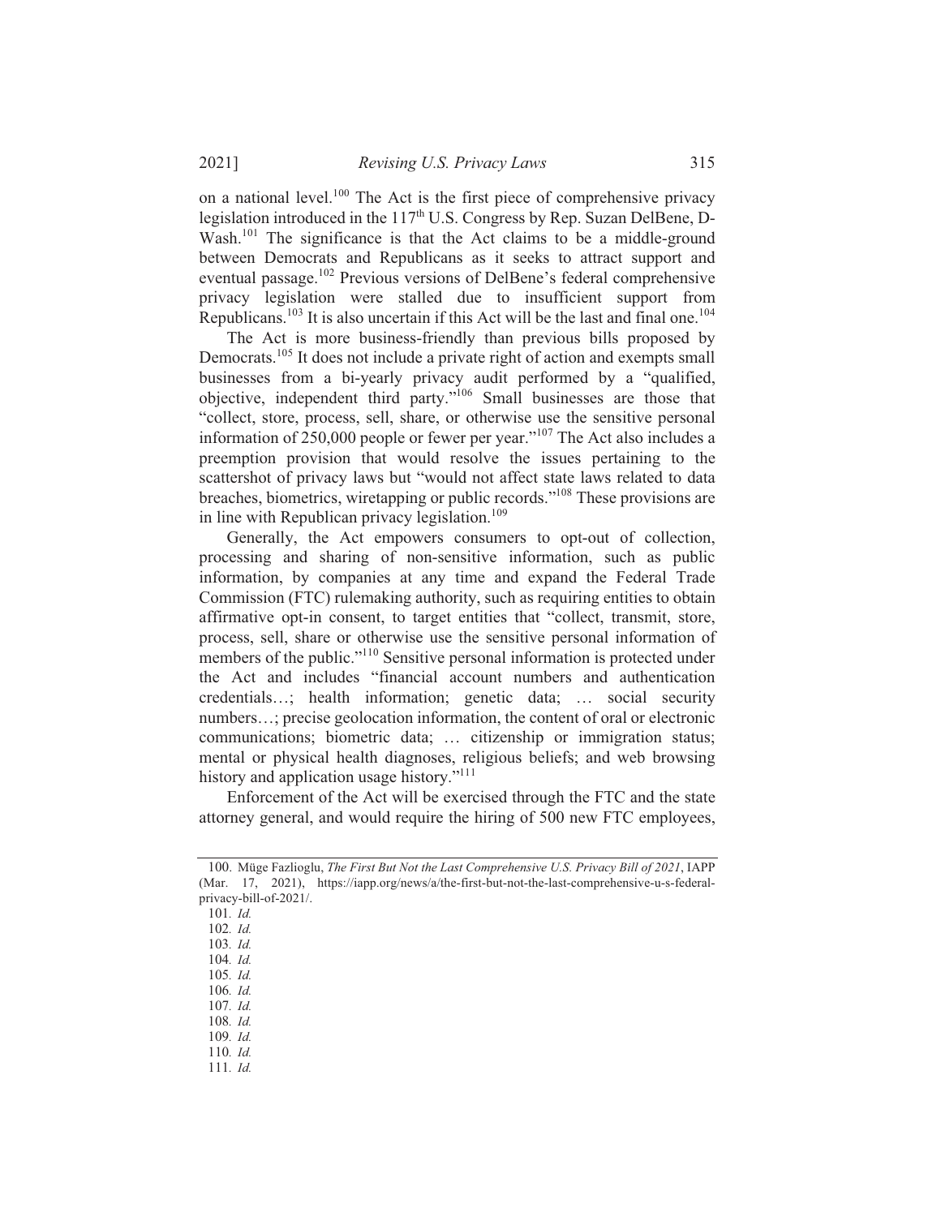on a national level.[100] The Act is the first piece of comprehensive privacy legislation introduced in the 117th U.S. Congress by Rep. Suzan DelBene, D-Wash.[101] The significance is that the Act claims to be a middle-ground between Democrats and Republicans as it seeks to attract support and eventual passage.[102] Previous versions of DelBene's federal comprehensive privacy legislation were stalled due to insufficient support from Republicans.[103] It is also uncertain if this Act will be the last and final one.[104]

The Act is more business-friendly than previous bills proposed by Democrats.[105] It does not include a private right of action and exempts small businesses from a bi-yearly privacy audit performed by a "qualified, objective, independent third party."[106] Small businesses are those that "collect, store, process, sell, share, or otherwise use the sensitive personal information of 250,000 people or fewer per year."[107] The Act also includes a preemption provision that would resolve the issues pertaining to the scattershot of privacy laws but "would not affect state laws related to data breaches, biometrics, wiretapping or public records."[108] These provisions are in line with Republican privacy legislation.[109]

Generally, the Act empowers consumers to opt-out of collection, processing and sharing of non-sensitive information, such as public information, by companies at any time and expand the Federal Trade Commission (FTC) rulemaking authority, such as requiring entities to obtain affirmative opt-in consent, to target entities that "collect, transmit, store, process, sell, share or otherwise use the sensitive personal information of members of the public."[110] Sensitive personal information is protected under the Act and includes "financial account numbers and authentication credentials…; health information; genetic data; … social security numbers…; precise geolocation information, the content of oral or electronic communications; biometric data; … citizenship or immigration status; mental or physical health diagnoses, religious beliefs; and web browsing history and application usage history."[111]

Enforcement of the Act will be exercised through the FTC and the state attorney general, and would require the hiring of 500 new FTC employees,

---

100. Müge Fazlioglu, *The First But Not the Last Comprehensive U.S. Privacy Bill of 2021*, IAPP (Mar. 17, 2021), https://iapp.org/news/a/the-first-but-not-the-last-comprehensive-u-s-federal-privacy-bill-of-2021/.

101. *Id.*

102. *Id.*

103. *Id.*

104. *Id.*

105. *Id.*

106. *Id.*

107. *Id.*

108. *Id.*

109. *Id.*

110. *Id.*

111. *Id.*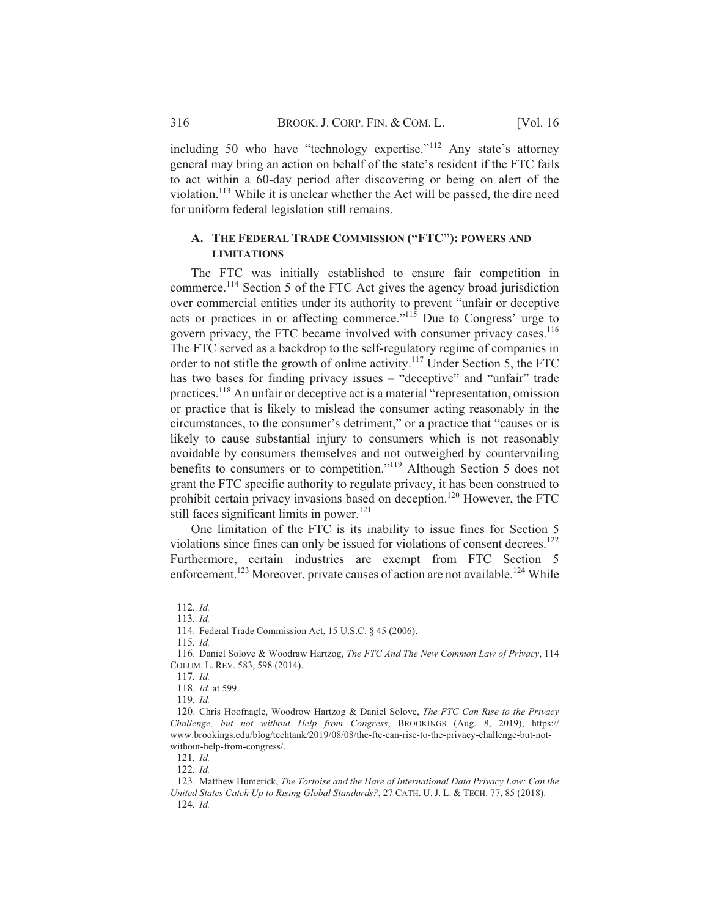including 50 who have "technology expertise."[112] Any state's attorney general may bring an action on behalf of the state's resident if the FTC fails to act within a 60-day period after discovering or being on alert of the violation.[113] While it is unclear whether the Act will be passed, the dire need for uniform federal legislation still remains.

### A. THE FEDERAL TRADE COMMISSION ("FTC"): POWERS AND LIMITATIONS

The FTC was initially established to ensure fair competition in commerce.[114] Section 5 of the FTC Act gives the agency broad jurisdiction over commercial entities under its authority to prevent "unfair or deceptive acts or practices in or affecting commerce."[115] Due to Congress' urge to govern privacy, the FTC became involved with consumer privacy cases.[116] The FTC served as a backdrop to the self-regulatory regime of companies in order to not stifle the growth of online activity.[117] Under Section 5, the FTC has two bases for finding privacy issues – "deceptive" and "unfair" trade practices.[118] An unfair or deceptive act is a material "representation, omission or practice that is likely to mislead the consumer acting reasonably in the circumstances, to the consumer's detriment," or a practice that "causes or is likely to cause substantial injury to consumers which is not reasonably avoidable by consumers themselves and not outweighed by countervailing benefits to consumers or to competition."[119] Although Section 5 does not grant the FTC specific authority to regulate privacy, it has been construed to prohibit certain privacy invasions based on deception.[120] However, the FTC still faces significant limits in power.[121]

One limitation of the FTC is its inability to issue fines for Section 5 violations since fines can only be issued for violations of consent decrees.[122] Furthermore, certain industries are exempt from FTC Section 5 enforcement.[123] Moreover, private causes of action are not available.[124] While

---

112. *Id.*

113. *Id.*

114. Federal Trade Commission Act, 15 U.S.C. § 45 (2006).

115. *Id.*

116. Daniel Solove & Woodraw Hartzog, *The FTC And The New Common Law of Privacy*, 114 COLUM. L. REV. 583, 598 (2014).

117. *Id.*

118. *Id.* at 599.

119. *Id.*

120. Chris Hoofnagle, Woodrow Hartzog & Daniel Solove, *The FTC Can Rise to the Privacy Challenge, but not without Help from Congress*, BROOKINGS (Aug. 8, 2019), https://www.brookings.edu/blog/techtank/2019/08/08/the-ftc-can-rise-to-the-privacy-challenge-but-not-without-help-from-congress/.

121. *Id.*

122. *Id.*

123. Matthew Humerick, *The Tortoise and the Hare of International Data Privacy Law: Can the United States Catch Up to Rising Global Standards?*, 27 CATH. U. J. L. & TECH. 77, 85 (2018).

124. *Id.*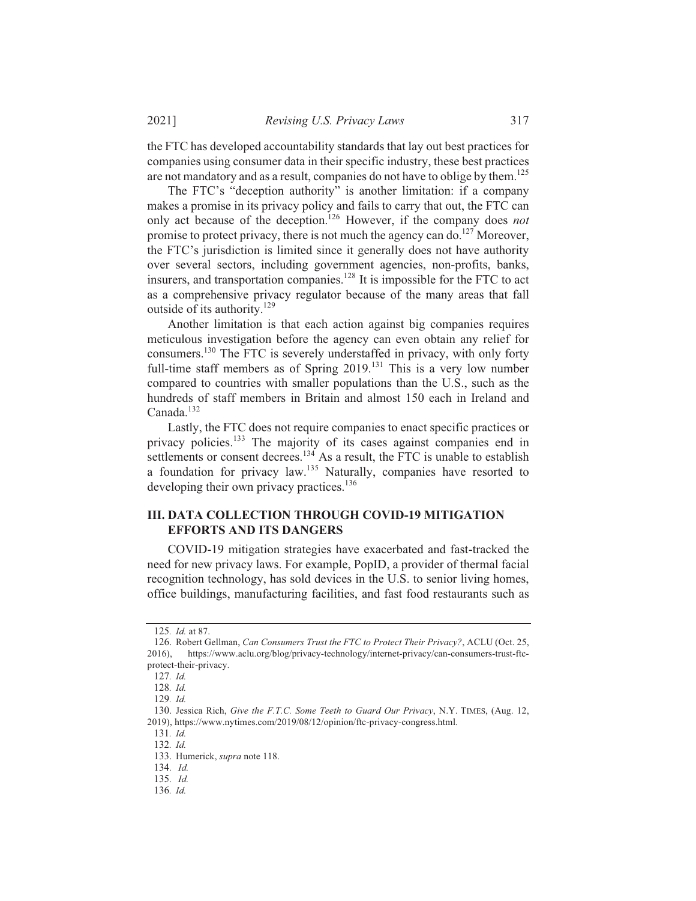the FTC has developed accountability standards that lay out best practices for companies using consumer data in their specific industry, these best practices are not mandatory and as a result, companies do not have to oblige by them.[125]

The FTC's "deception authority" is another limitation: if a company makes a promise in its privacy policy and fails to carry that out, the FTC can only act because of the deception.[126] However, if the company does *not* promise to protect privacy, there is not much the agency can do.[127] Moreover, the FTC's jurisdiction is limited since it generally does not have authority over several sectors, including government agencies, non-profits, banks, insurers, and transportation companies.[128] It is impossible for the FTC to act as a comprehensive privacy regulator because of the many areas that fall outside of its authority.[129]

Another limitation is that each action against big companies requires meticulous investigation before the agency can even obtain any relief for consumers.[130] The FTC is severely understaffed in privacy, with only forty full-time staff members as of Spring 2019.[131] This is a very low number compared to countries with smaller populations than the U.S., such as the hundreds of staff members in Britain and almost 150 each in Ireland and Canada.[132]

Lastly, the FTC does not require companies to enact specific practices or privacy policies.[133] The majority of its cases against companies end in settlements or consent decrees.[134] As a result, the FTC is unable to establish a foundation for privacy law.[135] Naturally, companies have resorted to developing their own privacy practices.[136]

## III. DATA COLLECTION THROUGH COVID-19 MITIGATION EFFORTS AND ITS DANGERS

COVID-19 mitigation strategies have exacerbated and fast-tracked the need for new privacy laws. For example, PopID, a provider of thermal facial recognition technology, has sold devices in the U.S. to senior living homes, office buildings, manufacturing facilities, and fast food restaurants such as

---

125. *Id.* at 87.

126. Robert Gellman, *Can Consumers Trust the FTC to Protect Their Privacy?*, ACLU (Oct. 25, 2016), https://www.aclu.org/blog/privacy-technology/internet-privacy/can-consumers-trust-ftc-protect-their-privacy.

127. *Id.*

128. *Id.*

129. *Id.*

130. Jessica Rich, *Give the F.T.C. Some Teeth to Guard Our Privacy*, N.Y. TIMES, (Aug. 12, 2019), https://www.nytimes.com/2019/08/12/opinion/ftc-privacy-congress.html.

131. *Id.*

132. *Id.*

133. Humerick, *supra* note 118.

134. *Id.*

135. *Id.*

136. *Id.*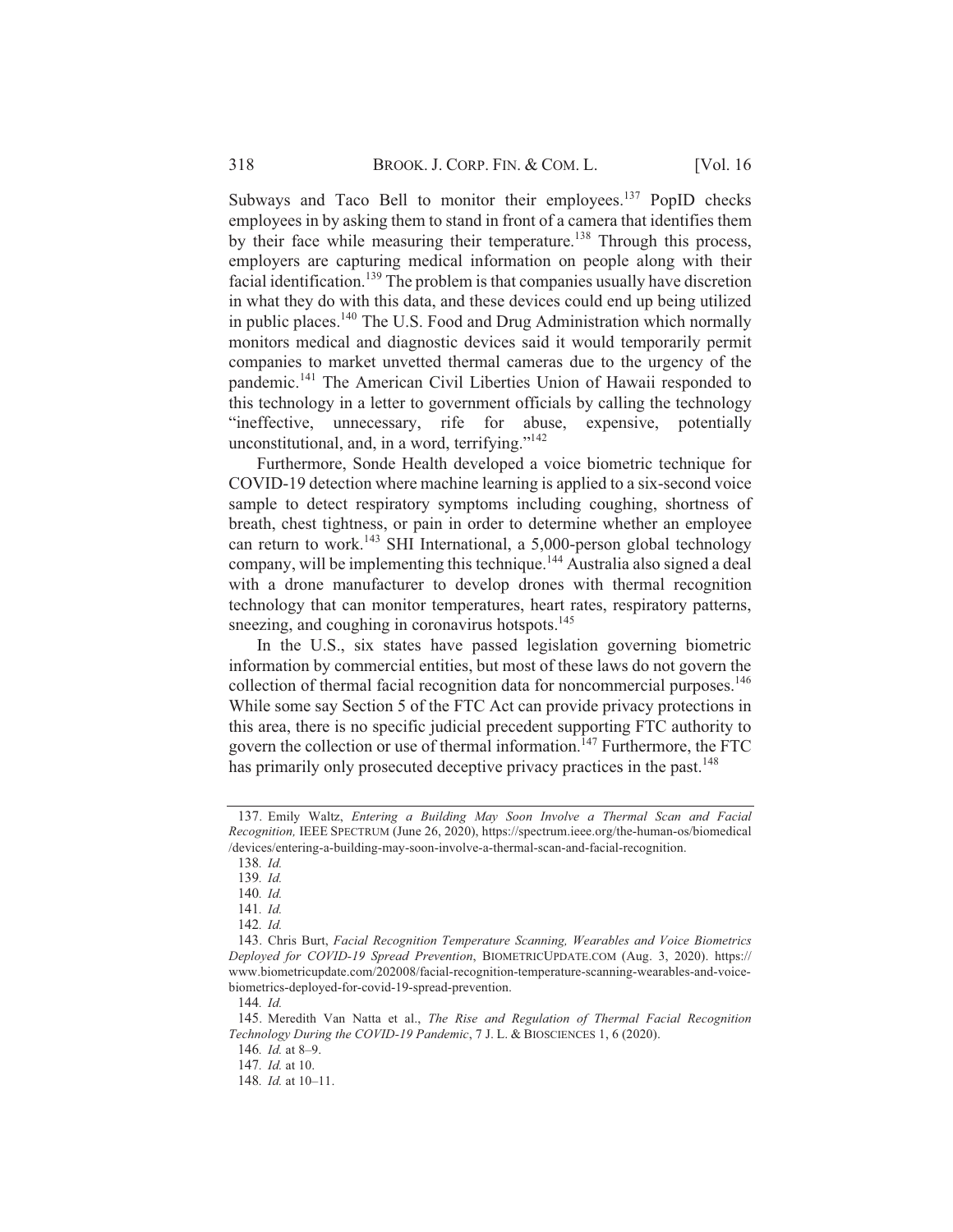Subways and Taco Bell to monitor their employees.[137] PopID checks employees in by asking them to stand in front of a camera that identifies them by their face while measuring their temperature.[138] Through this process, employers are capturing medical information on people along with their facial identification.[139] The problem is that companies usually have discretion in what they do with this data, and these devices could end up being utilized in public places.[140] The U.S. Food and Drug Administration which normally monitors medical and diagnostic devices said it would temporarily permit companies to market unvetted thermal cameras due to the urgency of the pandemic.[141] The American Civil Liberties Union of Hawaii responded to this technology in a letter to government officials by calling the technology "ineffective, unnecessary, rife for abuse, expensive, potentially unconstitutional, and, in a word, terrifying."[142]

Furthermore, Sonde Health developed a voice biometric technique for COVID-19 detection where machine learning is applied to a six-second voice sample to detect respiratory symptoms including coughing, shortness of breath, chest tightness, or pain in order to determine whether an employee can return to work.[143] SHI International, a 5,000-person global technology company, will be implementing this technique.[144] Australia also signed a deal with a drone manufacturer to develop drones with thermal recognition technology that can monitor temperatures, heart rates, respiratory patterns, sneezing, and coughing in coronavirus hotspots.[145]

In the U.S., six states have passed legislation governing biometric information by commercial entities, but most of these laws do not govern the collection of thermal facial recognition data for noncommercial purposes.[146] While some say Section 5 of the FTC Act can provide privacy protections in this area, there is no specific judicial precedent supporting FTC authority to govern the collection or use of thermal information.[147] Furthermore, the FTC has primarily only prosecuted deceptive privacy practices in the past.[148]

---

137. Emily Waltz, *Entering a Building May Soon Involve a Thermal Scan and Facial Recognition,* IEEE SPECTRUM (June 26, 2020), https://spectrum.ieee.org/the-human-os/biomedical/devices/entering-a-building-may-soon-involve-a-thermal-scan-and-facial-recognition.

138. *Id.*

139. *Id.*

140. *Id.*

141. *Id.*

142. *Id.*

143. Chris Burt, *Facial Recognition Temperature Scanning, Wearables and Voice Biometrics Deployed for COVID-19 Spread Prevention*, BIOMETRICUPDATE.COM (Aug. 3, 2020). https://www.biometricupdate.com/202008/facial-recognition-temperature-scanning-wearables-and-voice-biometrics-deployed-for-covid-19-spread-prevention.

144. *Id.*

145. Meredith Van Natta et al., *The Rise and Regulation of Thermal Facial Recognition Technology During the COVID-19 Pandemic*, 7 J. L. & BIOSCIENCES 1, 6 (2020).

146. *Id.* at 8–9.

147. *Id.* at 10.

148. *Id.* at 10–11.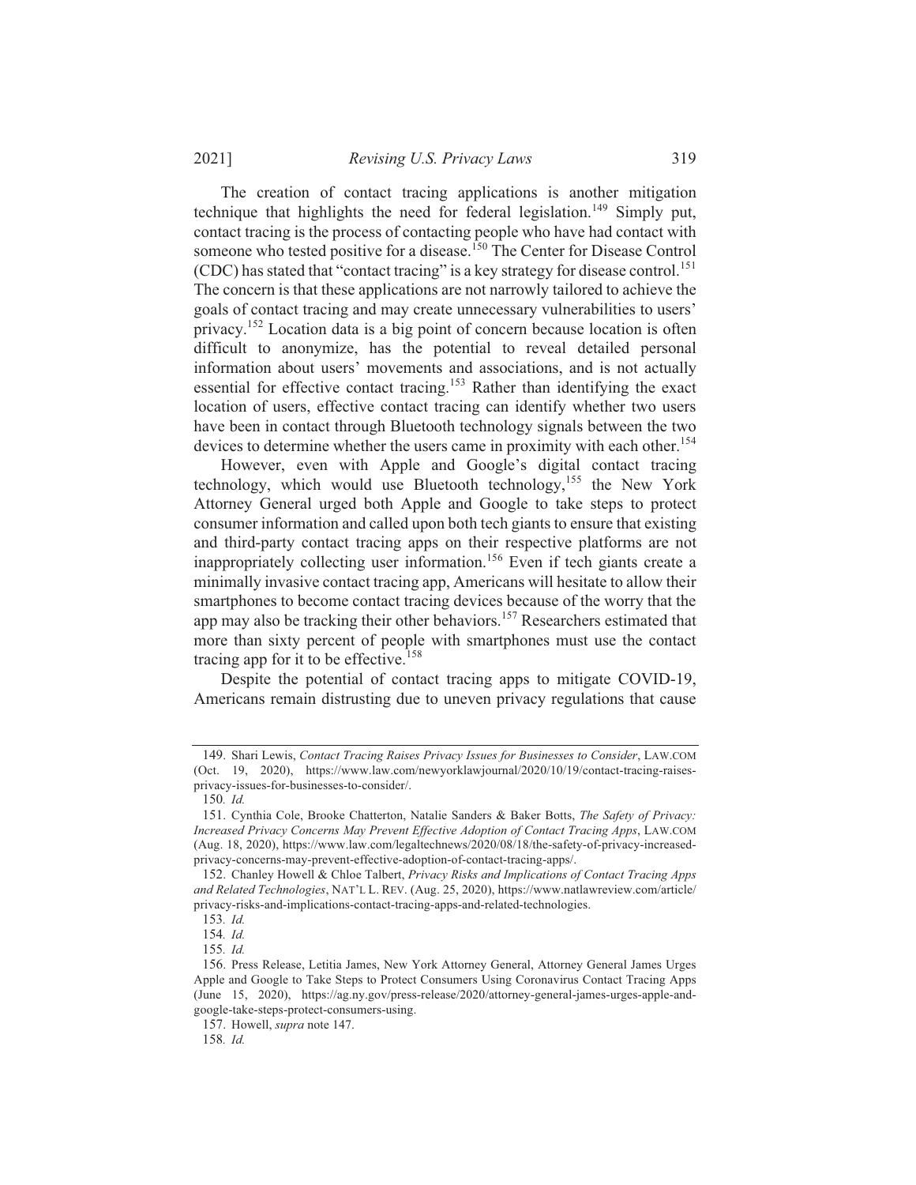The creation of contact tracing applications is another mitigation technique that highlights the need for federal legislation.[149] Simply put, contact tracing is the process of contacting people who have had contact with someone who tested positive for a disease.[150] The Center for Disease Control (CDC) has stated that "contact tracing" is a key strategy for disease control.[151] The concern is that these applications are not narrowly tailored to achieve the goals of contact tracing and may create unnecessary vulnerabilities to users' privacy.[152] Location data is a big point of concern because location is often difficult to anonymize, has the potential to reveal detailed personal information about users' movements and associations, and is not actually essential for effective contact tracing.[153] Rather than identifying the exact location of users, effective contact tracing can identify whether two users have been in contact through Bluetooth technology signals between the two devices to determine whether the users came in proximity with each other.[154]

However, even with Apple and Google's digital contact tracing technology, which would use Bluetooth technology,[155] the New York Attorney General urged both Apple and Google to take steps to protect consumer information and called upon both tech giants to ensure that existing and third-party contact tracing apps on their respective platforms are not inappropriately collecting user information.[156] Even if tech giants create a minimally invasive contact tracing app, Americans will hesitate to allow their smartphones to become contact tracing devices because of the worry that the app may also be tracking their other behaviors.[157] Researchers estimated that more than sixty percent of people with smartphones must use the contact tracing app for it to be effective.[158]

Despite the potential of contact tracing apps to mitigate COVID-19, Americans remain distrusting due to uneven privacy regulations that cause

---

149. Shari Lewis, *Contact Tracing Raises Privacy Issues for Businesses to Consider*, LAW.COM (Oct. 19, 2020), https://www.law.com/newyorklawjournal/2020/10/19/contact-tracing-raises-privacy-issues-for-businesses-to-consider/.

150. *Id.*

151. Cynthia Cole, Brooke Chatterton, Natalie Sanders & Baker Botts, *The Safety of Privacy: Increased Privacy Concerns May Prevent Effective Adoption of Contact Tracing Apps*, LAW.COM (Aug. 18, 2020), https://www.law.com/legaltechnews/2020/08/18/the-safety-of-privacy-increased-privacy-concerns-may-prevent-effective-adoption-of-contact-tracing-apps/.

152. Chanley Howell & Chloe Talbert, *Privacy Risks and Implications of Contact Tracing Apps and Related Technologies*, NAT'L L. REV. (Aug. 25, 2020), https://www.natlawreview.com/article/privacy-risks-and-implications-contact-tracing-apps-and-related-technologies.

153. *Id.*

154. *Id.*

155. *Id.*

156. Press Release, Letitia James, New York Attorney General, Attorney General James Urges Apple and Google to Take Steps to Protect Consumers Using Coronavirus Contact Tracing Apps (June 15, 2020), https://ag.ny.gov/press-release/2020/attorney-general-james-urges-apple-and-google-take-steps-protect-consumers-using.

157. Howell, *supra* note 147.

158. *Id.*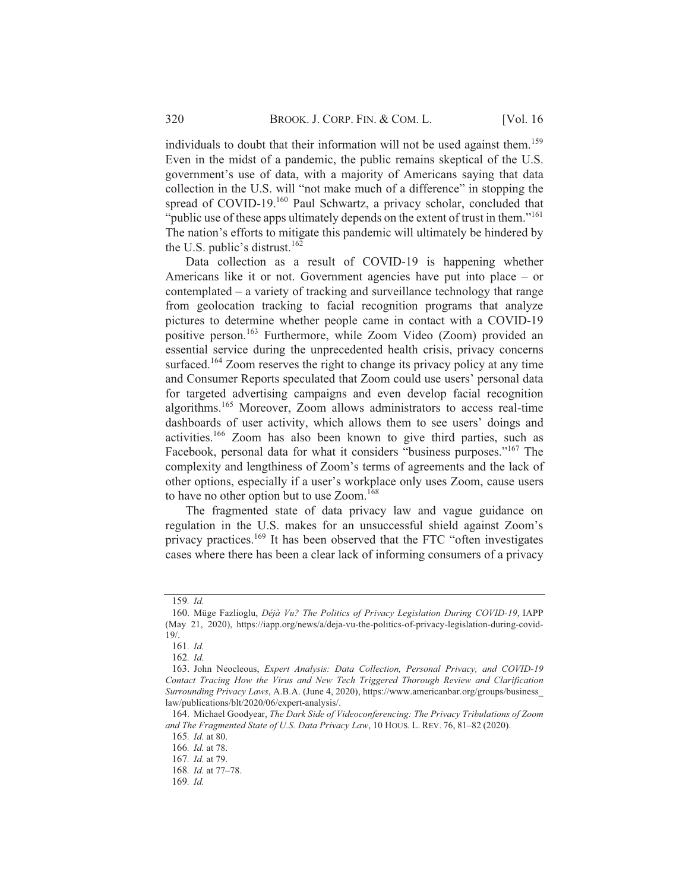individuals to doubt that their information will not be used against them.[159] Even in the midst of a pandemic, the public remains skeptical of the U.S. government's use of data, with a majority of Americans saying that data collection in the U.S. will "not make much of a difference" in stopping the spread of COVID-19.[160] Paul Schwartz, a privacy scholar, concluded that "public use of these apps ultimately depends on the extent of trust in them."[161] The nation's efforts to mitigate this pandemic will ultimately be hindered by the U.S. public's distrust.[162]

Data collection as a result of COVID-19 is happening whether Americans like it or not. Government agencies have put into place – or contemplated – a variety of tracking and surveillance technology that range from geolocation tracking to facial recognition programs that analyze pictures to determine whether people came in contact with a COVID-19 positive person.[163] Furthermore, while Zoom Video (Zoom) provided an essential service during the unprecedented health crisis, privacy concerns surfaced.[164] Zoom reserves the right to change its privacy policy at any time and Consumer Reports speculated that Zoom could use users' personal data for targeted advertising campaigns and even develop facial recognition algorithms.[165] Moreover, Zoom allows administrators to access real-time dashboards of user activity, which allows them to see users' doings and activities.[166] Zoom has also been known to give third parties, such as Facebook, personal data for what it considers "business purposes."[167] The complexity and lengthiness of Zoom's terms of agreements and the lack of other options, especially if a user's workplace only uses Zoom, cause users to have no other option but to use Zoom.[168]

The fragmented state of data privacy law and vague guidance on regulation in the U.S. makes for an unsuccessful shield against Zoom's privacy practices.[169] It has been observed that the FTC "often investigates cases where there has been a clear lack of informing consumers of a privacy

---

159. *Id.*

160. Müge Fazlioglu, *Déjà Vu? The Politics of Privacy Legislation During COVID-19*, IAPP (May 21, 2020), https://iapp.org/news/a/deja-vu-the-politics-of-privacy-legislation-during-covid-19/.

161. *Id.*

162. *Id.*

163. John Neocleous, *Expert Analysis: Data Collection, Personal Privacy, and COVID-19 Contact Tracing How the Virus and New Tech Triggered Thorough Review and Clarification Surrounding Privacy Laws*, A.B.A. (June 4, 2020), https://www.americanbar.org/groups/business_law/publications/blt/2020/06/expert-analysis/.

164. Michael Goodyear, *The Dark Side of Videoconferencing: The Privacy Tribulations of Zoom and The Fragmented State of U.S. Data Privacy Law*, 10 HOUS. L. REV. 76, 81–82 (2020).

165. *Id.* at 80.

166. *Id.* at 78.

167. *Id.* at 79.

168. *Id.* at 77–78.

169. *Id.*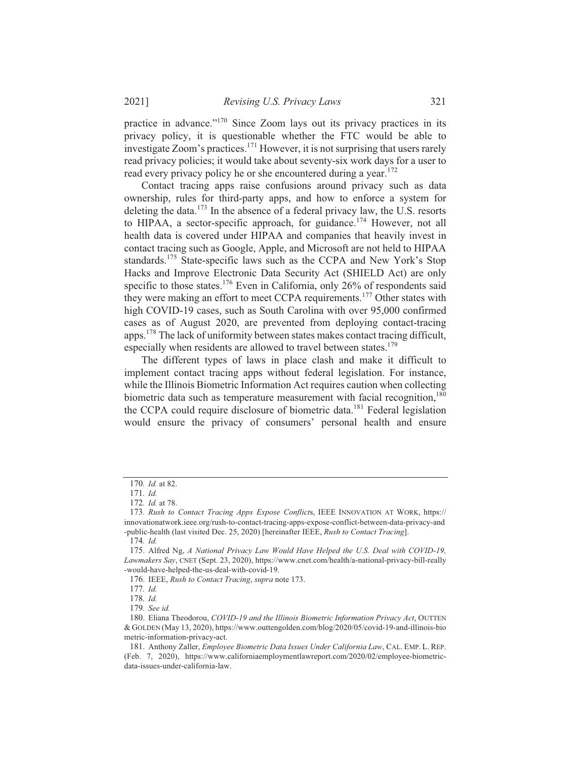practice in advance."[170] Since Zoom lays out its privacy practices in its privacy policy, it is questionable whether the FTC would be able to investigate Zoom's practices.[171] However, it is not surprising that users rarely read privacy policies; it would take about seventy-six work days for a user to read every privacy policy he or she encountered during a year.[172]

Contact tracing apps raise confusions around privacy such as data ownership, rules for third-party apps, and how to enforce a system for deleting the data.[173] In the absence of a federal privacy law, the U.S. resorts to HIPAA, a sector-specific approach, for guidance.[174] However, not all health data is covered under HIPAA and companies that heavily invest in contact tracing such as Google, Apple, and Microsoft are not held to HIPAA standards.[175] State-specific laws such as the CCPA and New York's Stop Hacks and Improve Electronic Data Security Act (SHIELD Act) are only specific to those states.[176] Even in California, only 26% of respondents said they were making an effort to meet CCPA requirements.[177] Other states with high COVID-19 cases, such as South Carolina with over 95,000 confirmed cases as of August 2020, are prevented from deploying contact-tracing apps.[178] The lack of uniformity between states makes contact tracing difficult, especially when residents are allowed to travel between states.[179]

The different types of laws in place clash and make it difficult to implement contact tracing apps without federal legislation. For instance, while the Illinois Biometric Information Act requires caution when collecting biometric data such as temperature measurement with facial recognition,[180] the CCPA could require disclosure of biometric data.[181] Federal legislation would ensure the privacy of consumers' personal health and ensure

---

170. *Id.* at 82.

171. *Id.*

172. *Id.* at 78.

173. *Rush to Contact Tracing Apps Expose Conflicts*, IEEE INNOVATION AT WORK, https://innovationatwork.ieee.org/rush-to-contact-tracing-apps-expose-conflict-between-data-privacy-and-public-health (last visited Dec. 25, 2020) [hereinafter IEEE, *Rush to Contact Tracing*].

174. *Id.*

175. Alfred Ng, *A National Privacy Law Would Have Helped the U.S. Deal with COVID-19, Lawmakers Say*, CNET (Sept. 23, 2020), https://www.cnet.com/health/a-national-privacy-bill-really-would-have-helped-the-us-deal-with-covid-19.

176. IEEE, *Rush to Contact Tracing*, *supra* note 173.

177. *Id.*

178. *Id.*

179. *See id.*

180. Eliana Theodorou, *COVID-19 and the Illinois Biometric Information Privacy Act*, OUTTEN & GOLDEN (May 13, 2020), https://www.outtengolden.com/blog/2020/05/covid-19-and-illinois-biometric-information-privacy-act.

181. Anthony Zaller, *Employee Biometric Data Issues Under California Law*, CAL. EMP. L. REP. (Feb. 7, 2020), https://www.californiaemploymentlawreport.com/2020/02/employee-biometric-data-issues-under-california-law.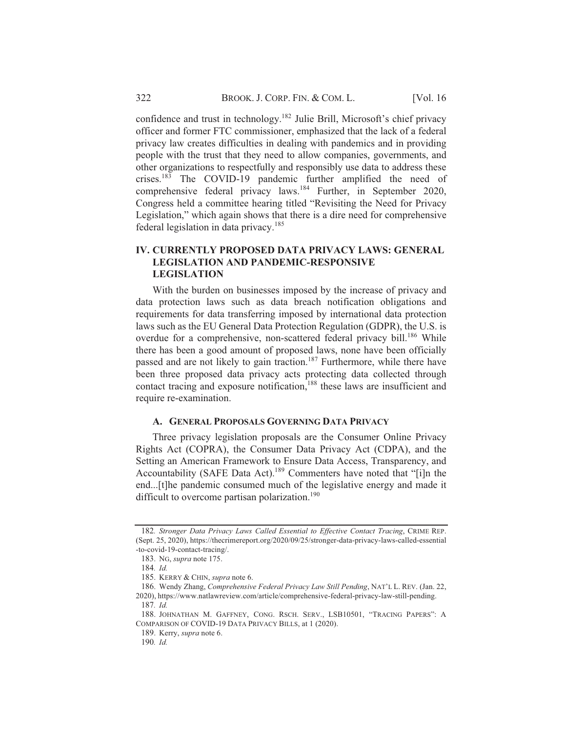confidence and trust in technology.[182] Julie Brill, Microsoft's chief privacy officer and former FTC commissioner, emphasized that the lack of a federal privacy law creates difficulties in dealing with pandemics and in providing people with the trust that they need to allow companies, governments, and other organizations to respectfully and responsibly use data to address these crises.[183] The COVID-19 pandemic further amplified the need of comprehensive federal privacy laws.[184] Further, in September 2020, Congress held a committee hearing titled "Revisiting the Need for Privacy Legislation," which again shows that there is a dire need for comprehensive federal legislation in data privacy.[185]

## IV. CURRENTLY PROPOSED DATA PRIVACY LAWS: GENERAL LEGISLATION AND PANDEMIC-RESPONSIVE LEGISLATION

With the burden on businesses imposed by the increase of privacy and data protection laws such as data breach notification obligations and requirements for data transferring imposed by international data protection laws such as the EU General Data Protection Regulation (GDPR), the U.S. is overdue for a comprehensive, non-scattered federal privacy bill.[186] While there has been a good amount of proposed laws, none have been officially passed and are not likely to gain traction.[187] Furthermore, while there have been three proposed data privacy acts protecting data collected through contact tracing and exposure notification,[188] these laws are insufficient and require re-examination.

### A. GENERAL PROPOSALS GOVERNING DATA PRIVACY

Three privacy legislation proposals are the Consumer Online Privacy Rights Act (COPRA), the Consumer Data Privacy Act (CDPA), and the Setting an American Framework to Ensure Data Access, Transparency, and Accountability (SAFE Data Act).[189] Commenters have noted that "[i]n the end...[t]he pandemic consumed much of the legislative energy and made it difficult to overcome partisan polarization.[190]

---

182. *Stronger Data Privacy Laws Called Essential to Effective Contact Tracing*, CRIME REP. (Sept. 25, 2020), https://thecrimereport.org/2020/09/25/stronger-data-privacy-laws-called-essential-to-covid-19-contact-tracing/.

183. NG, *supra* note 175.

184. *Id.*

185. KERRY & CHIN, *supra* note 6.

186. Wendy Zhang, *Comprehensive Federal Privacy Law Still Pending*, NAT'L L. REV. (Jan. 22, 2020), https://www.natlawreview.com/article/comprehensive-federal-privacy-law-still-pending.

187. *Id.*

188. JOHNATHAN M. GAFFNEY, CONG. RSCH. SERV., LSB10501, "TRACING PAPERS": A COMPARISON OF COVID-19 DATA PRIVACY BILLS, at 1 (2020).

189. Kerry, *supra* note 6.

190. *Id.*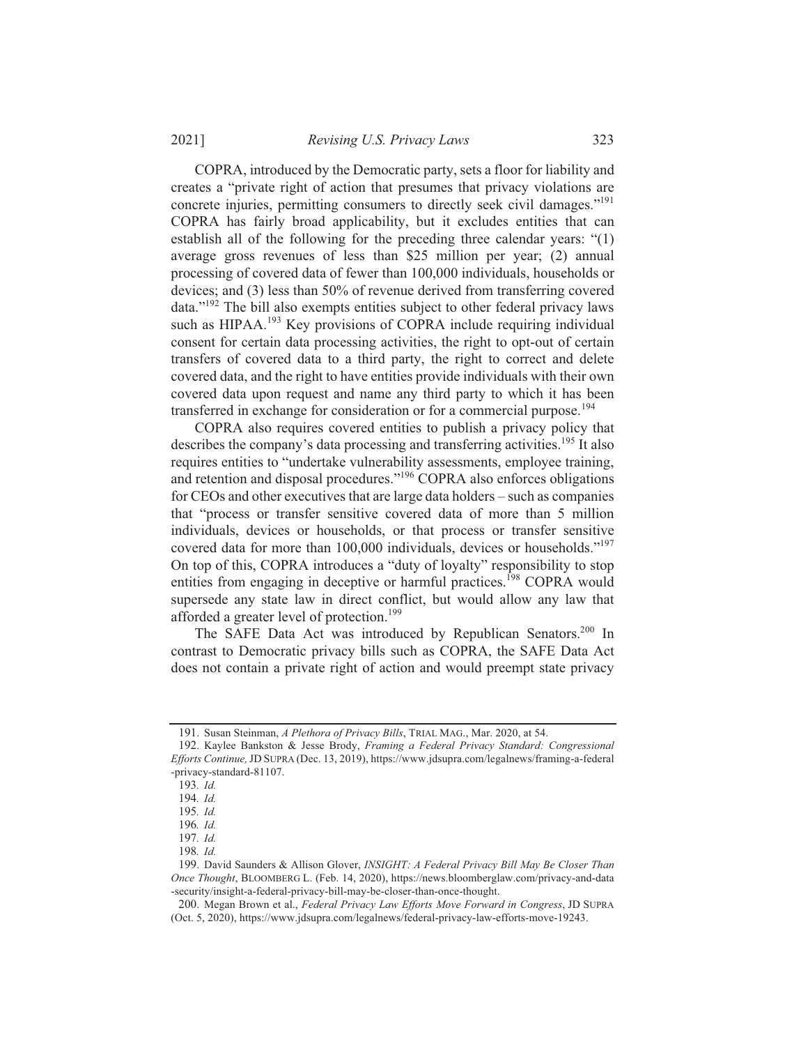COPRA, introduced by the Democratic party, sets a floor for liability and creates a "private right of action that presumes that privacy violations are concrete injuries, permitting consumers to directly seek civil damages."[191] COPRA has fairly broad applicability, but it excludes entities that can establish all of the following for the preceding three calendar years: "(1) average gross revenues of less than $25 million per year; (2) annual processing of covered data of fewer than 100,000 individuals, households or devices; and (3) less than 50% of revenue derived from transferring covered data."[192] The bill also exempts entities subject to other federal privacy laws such as HIPAA.[193] Key provisions of COPRA include requiring individual consent for certain data processing activities, the right to opt-out of certain transfers of covered data to a third party, the right to correct and delete covered data, and the right to have entities provide individuals with their own covered data upon request and name any third party to which it has been transferred in exchange for consideration or for a commercial purpose.[194]

COPRA also requires covered entities to publish a privacy policy that describes the company's data processing and transferring activities.[195] It also requires entities to "undertake vulnerability assessments, employee training, and retention and disposal procedures."[196] COPRA also enforces obligations for CEOs and other executives that are large data holders – such as companies that "process or transfer sensitive covered data of more than 5 million individuals, devices or households, or that process or transfer sensitive covered data for more than 100,000 individuals, devices or households."[197] On top of this, COPRA introduces a "duty of loyalty" responsibility to stop entities from engaging in deceptive or harmful practices.[198] COPRA would supersede any state law in direct conflict, but would allow any law that afforded a greater level of protection.[199]

The SAFE Data Act was introduced by Republican Senators.[200] In contrast to Democratic privacy bills such as COPRA, the SAFE Data Act does not contain a private right of action and would preempt state privacy

---

191. Susan Steinman, *A Plethora of Privacy Bills*, TRIAL MAG., Mar. 2020, at 54.

192. Kaylee Bankston & Jesse Brody, *Framing a Federal Privacy Standard: Congressional Efforts Continue,* JD SUPRA (Dec. 13, 2019), https://www.jdsupra.com/legalnews/framing-a-federal-privacy-standard-81107.

193. *Id.*

194. *Id.*

195. *Id.*

196. *Id.*

197. *Id.*

198. *Id.*

199. David Saunders & Allison Glover, *INSIGHT: A Federal Privacy Bill May Be Closer Than Once Thought*, BLOOMBERG L. (Feb. 14, 2020), https://news.bloomberglaw.com/privacy-and-data-security/insight-a-federal-privacy-bill-may-be-closer-than-once-thought.

200. Megan Brown et al., *Federal Privacy Law Efforts Move Forward in Congress*, JD SUPRA (Oct. 5, 2020), https://www.jdsupra.com/legalnews/federal-privacy-law-efforts-move-19243.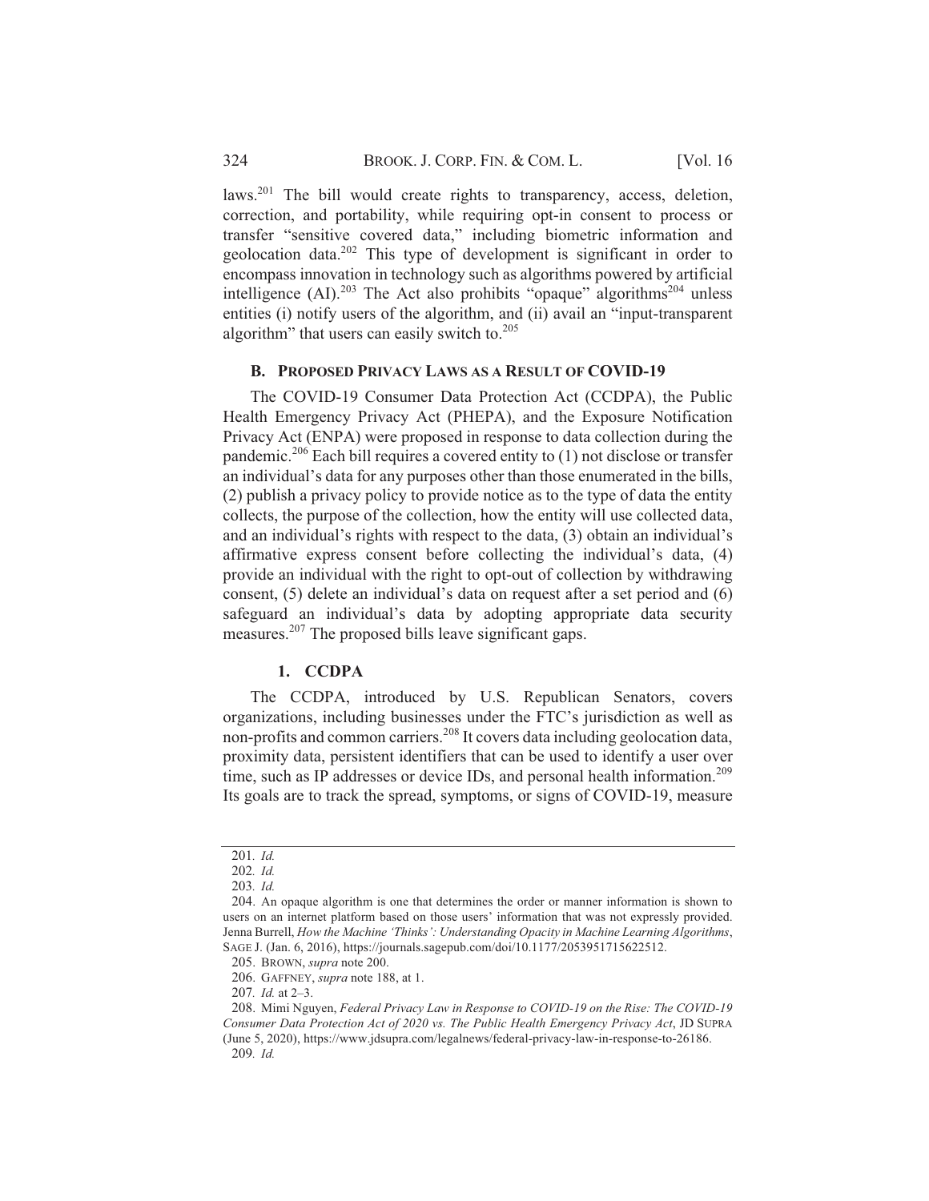laws.[201] The bill would create rights to transparency, access, deletion, correction, and portability, while requiring opt-in consent to process or transfer "sensitive covered data," including biometric information and geolocation data.[202] This type of development is significant in order to encompass innovation in technology such as algorithms powered by artificial intelligence (AI).[203] The Act also prohibits "opaque" algorithms[204] unless entities (i) notify users of the algorithm, and (ii) avail an "input-transparent algorithm" that users can easily switch to.[205]

### B. PROPOSED PRIVACY LAWS AS A RESULT OF COVID-19

The COVID-19 Consumer Data Protection Act (CCDPA), the Public Health Emergency Privacy Act (PHEPA), and the Exposure Notification Privacy Act (ENPA) were proposed in response to data collection during the pandemic.[206] Each bill requires a covered entity to (1) not disclose or transfer an individual's data for any purposes other than those enumerated in the bills, (2) publish a privacy policy to provide notice as to the type of data the entity collects, the purpose of the collection, how the entity will use collected data, and an individual's rights with respect to the data, (3) obtain an individual's affirmative express consent before collecting the individual's data, (4) provide an individual with the right to opt-out of collection by withdrawing consent, (5) delete an individual's data on request after a set period and (6) safeguard an individual's data by adopting appropriate data security measures.[207] The proposed bills leave significant gaps.

#### 1. CCDPA

The CCDPA, introduced by U.S. Republican Senators, covers organizations, including businesses under the FTC's jurisdiction as well as non-profits and common carriers.[208] It covers data including geolocation data, proximity data, persistent identifiers that can be used to identify a user over time, such as IP addresses or device IDs, and personal health information.[209] Its goals are to track the spread, symptoms, or signs of COVID-19, measure

---

201. *Id.*

202. *Id.*

203. *Id.*

204. An opaque algorithm is one that determines the order or manner information is shown to users on an internet platform based on those users' information that was not expressly provided. Jenna Burrell, *How the Machine 'Thinks': Understanding Opacity in Machine Learning Algorithms*, SAGE J. (Jan. 6, 2016), https://journals.sagepub.com/doi/10.1177/2053951715622512.

205. BROWN, *supra* note 200.

206. GAFFNEY, *supra* note 188, at 1.

207. *Id.* at 2–3.

208. Mimi Nguyen, *Federal Privacy Law in Response to COVID-19 on the Rise: The COVID-19 Consumer Data Protection Act of 2020 vs. The Public Health Emergency Privacy Act*, JD SUPRA (June 5, 2020), https://www.jdsupra.com/legalnews/federal-privacy-law-in-response-to-26186.

209. *Id.*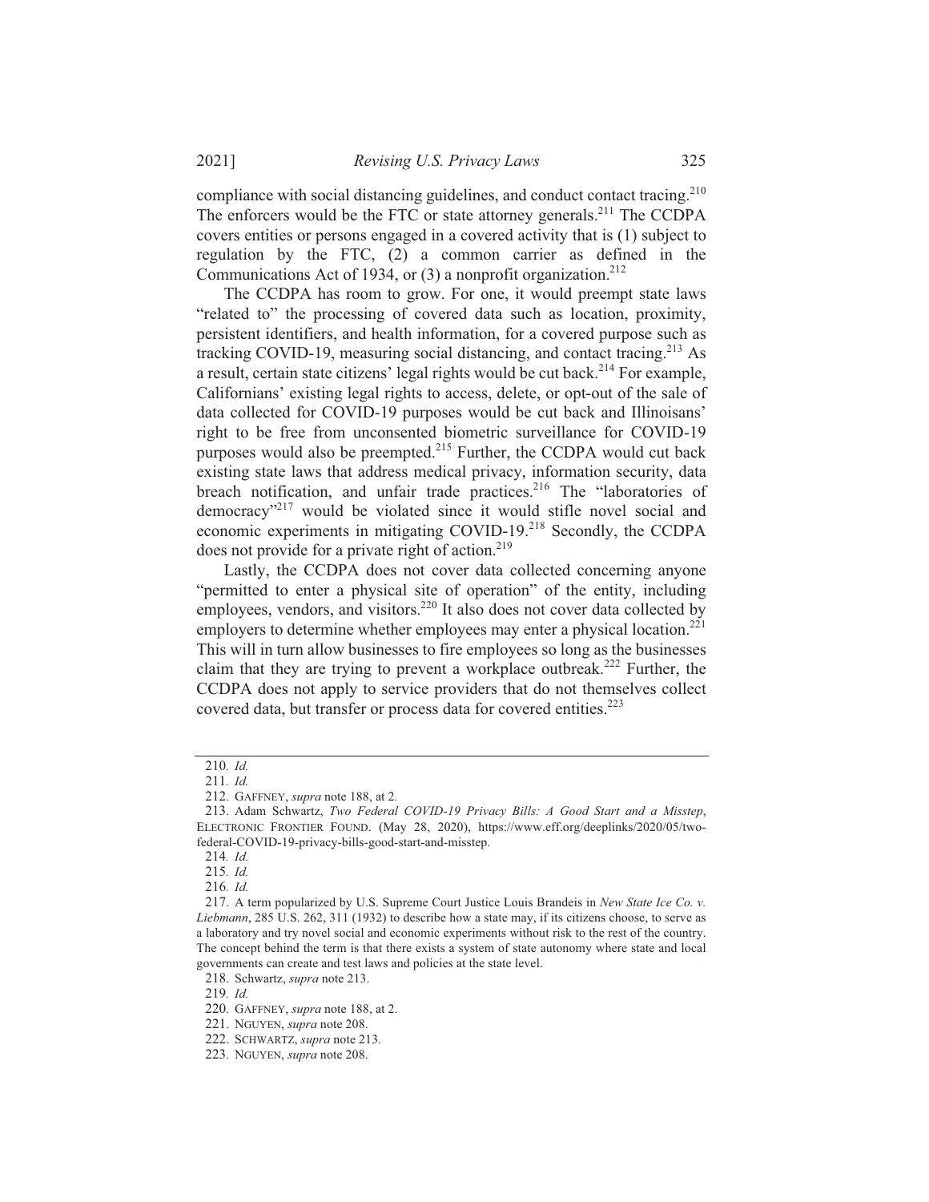compliance with social distancing guidelines, and conduct contact tracing.[210] The enforcers would be the FTC or state attorney generals.[211] The CCDPA covers entities or persons engaged in a covered activity that is (1) subject to regulation by the FTC, (2) a common carrier as defined in the Communications Act of 1934, or (3) a nonprofit organization.[212]

The CCDPA has room to grow. For one, it would preempt state laws "related to" the processing of covered data such as location, proximity, persistent identifiers, and health information, for a covered purpose such as tracking COVID-19, measuring social distancing, and contact tracing.[213] As a result, certain state citizens' legal rights would be cut back.[214] For example, Californians' existing legal rights to access, delete, or opt-out of the sale of data collected for COVID-19 purposes would be cut back and Illinoisans' right to be free from unconsented biometric surveillance for COVID-19 purposes would also be preempted.[215] Further, the CCDPA would cut back existing state laws that address medical privacy, information security, data breach notification, and unfair trade practices.[216] The "laboratories of democracy"[217] would be violated since it would stifle novel social and economic experiments in mitigating COVID-19.[218] Secondly, the CCDPA does not provide for a private right of action.[219]

Lastly, the CCDPA does not cover data collected concerning anyone "permitted to enter a physical site of operation" of the entity, including employees, vendors, and visitors.[220] It also does not cover data collected by employers to determine whether employees may enter a physical location.[221] This will in turn allow businesses to fire employees so long as the businesses claim that they are trying to prevent a workplace outbreak.[222] Further, the CCDPA does not apply to service providers that do not themselves collect covered data, but transfer or process data for covered entities.[223]

---

210. *Id.*

211. *Id.*

212. GAFFNEY, *supra* note 188, at 2.

213. Adam Schwartz, *Two Federal COVID-19 Privacy Bills: A Good Start and a Misstep*, ELECTRONIC FRONTIER FOUND. (May 28, 2020), https://www.eff.org/deeplinks/2020/05/two-federal-COVID-19-privacy-bills-good-start-and-misstep.

214. *Id.*

215. *Id.*

216. *Id.*

217. A term popularized by U.S. Supreme Court Justice Louis Brandeis in *New State Ice Co. v. Liebmann*, 285 U.S. 262, 311 (1932) to describe how a state may, if its citizens choose, to serve as a laboratory and try novel social and economic experiments without risk to the rest of the country. The concept behind the term is that there exists a system of state autonomy where state and local governments can create and test laws and policies at the state level.

218. Schwartz, *supra* note 213.

219. *Id.*

220. GAFFNEY, *supra* note 188, at 2.

221. NGUYEN, *supra* note 208.

222. SCHWARTZ, *supra* note 213.

223. NGUYEN, *supra* note 208.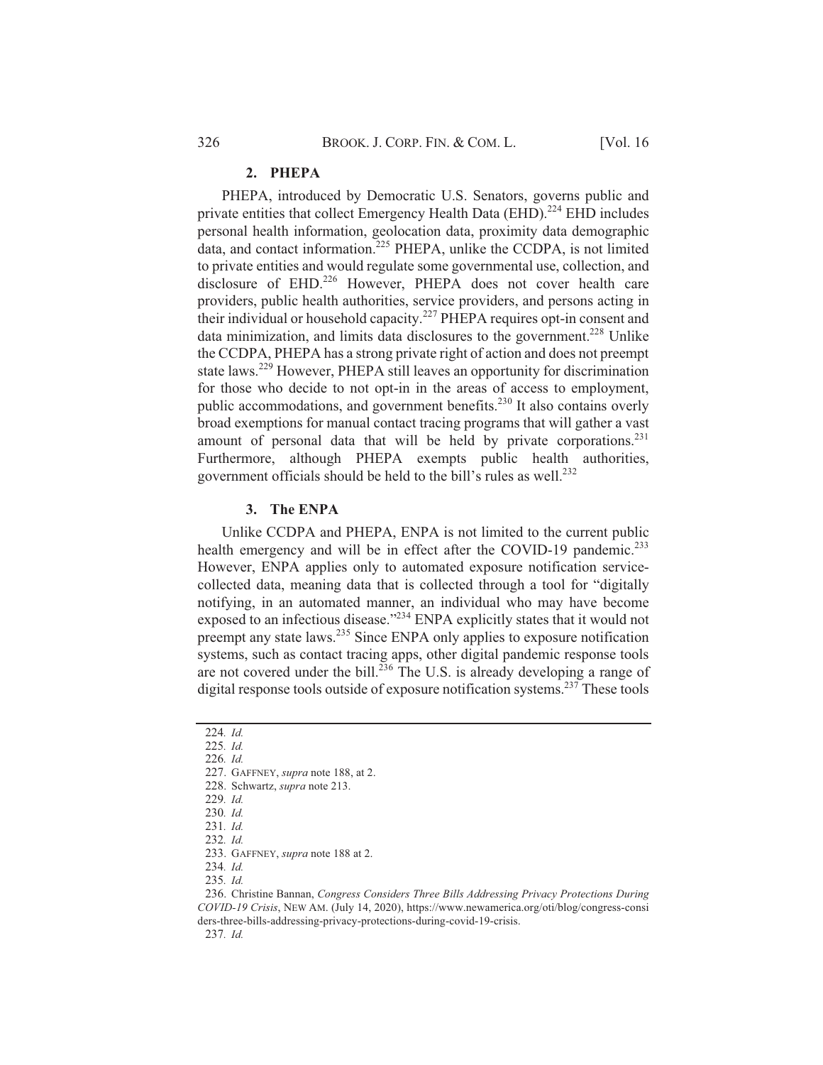### 2. PHEPA

PHEPA, introduced by Democratic U.S. Senators, governs public and private entities that collect Emergency Health Data (EHD).[224] EHD includes personal health information, geolocation data, proximity data demographic data, and contact information.[225] PHEPA, unlike the CCDPA, is not limited to private entities and would regulate some governmental use, collection, and disclosure of EHD.[226] However, PHEPA does not cover health care providers, public health authorities, service providers, and persons acting in their individual or household capacity.[227] PHEPA requires opt-in consent and data minimization, and limits data disclosures to the government.[228] Unlike the CCDPA, PHEPA has a strong private right of action and does not preempt state laws.[229] However, PHEPA still leaves an opportunity for discrimination for those who decide to not opt-in in the areas of access to employment, public accommodations, and government benefits.[230] It also contains overly broad exemptions for manual contact tracing programs that will gather a vast amount of personal data that will be held by private corporations.[231] Furthermore, although PHEPA exempts public health authorities, government officials should be held to the bill's rules as well.[232]

### 3. The ENPA

Unlike CCDPA and PHEPA, ENPA is not limited to the current public health emergency and will be in effect after the COVID-19 pandemic.[233] However, ENPA applies only to automated exposure notification service-collected data, meaning data that is collected through a tool for "digitally notifying, in an automated manner, an individual who may have become exposed to an infectious disease."[234] ENPA explicitly states that it would not preempt any state laws.[235] Since ENPA only applies to exposure notification systems, such as contact tracing apps, other digital pandemic response tools are not covered under the bill.[236] The U.S. is already developing a range of digital response tools outside of exposure notification systems.[237] These tools

---

224. *Id.*

225. *Id.*

226. *Id.*

227. GAFFNEY, *supra* note 188, at 2.

228. Schwartz, *supra* note 213.

229. *Id.*

230. *Id.*

231. *Id.*

232. *Id.*

233. GAFFNEY, *supra* note 188 at 2.

234. *Id.*

235. *Id.*

236. Christine Bannan, *Congress Considers Three Bills Addressing Privacy Protections During COVID-19 Crisis*, NEW AM. (July 14, 2020), https://www.newamerica.org/oti/blog/congress-considers-three-bills-addressing-privacy-protections-during-covid-19-crisis.

237. *Id.*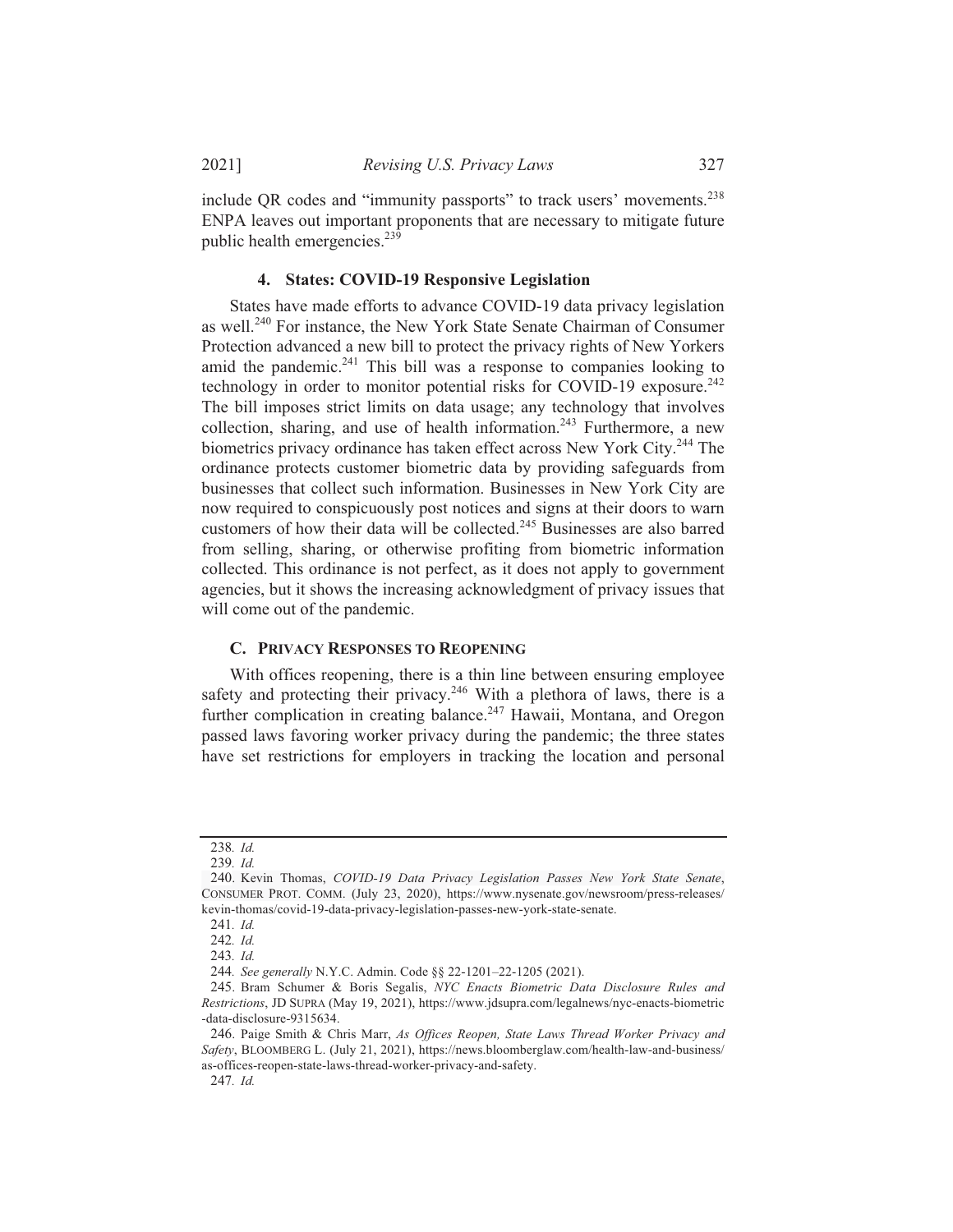include QR codes and "immunity passports" to track users' movements.[238] ENPA leaves out important proponents that are necessary to mitigate future public health emergencies.[239]

#### 4. States: COVID-19 Responsive Legislation

States have made efforts to advance COVID-19 data privacy legislation as well.[240] For instance, the New York State Senate Chairman of Consumer Protection advanced a new bill to protect the privacy rights of New Yorkers amid the pandemic.[241] This bill was a response to companies looking to technology in order to monitor potential risks for COVID-19 exposure.[242] The bill imposes strict limits on data usage; any technology that involves collection, sharing, and use of health information.[243] Furthermore, a new biometrics privacy ordinance has taken effect across New York City.[244] The ordinance protects customer biometric data by providing safeguards from businesses that collect such information. Businesses in New York City are now required to conspicuously post notices and signs at their doors to warn customers of how their data will be collected.[245] Businesses are also barred from selling, sharing, or otherwise profiting from biometric information collected. This ordinance is not perfect, as it does not apply to government agencies, but it shows the increasing acknowledgment of privacy issues that will come out of the pandemic.

### C. Privacy Responses to Reopening

With offices reopening, there is a thin line between ensuring employee safety and protecting their privacy.[246] With a plethora of laws, there is a further complication in creating balance.[247] Hawaii, Montana, and Oregon passed laws favoring worker privacy during the pandemic; the three states have set restrictions for employers in tracking the location and personal

---

238. *Id.*

239. *Id.*

240. Kevin Thomas, *COVID-19 Data Privacy Legislation Passes New York State Senate*, CONSUMER PROT. COMM. (July 23, 2020), https://www.nysenate.gov/newsroom/press-releases/kevin-thomas/covid-19-data-privacy-legislation-passes-new-york-state-senate.

241. *Id.*

242. *Id.*

243. *Id.*

244. *See generally* N.Y.C. Admin. Code §§ 22-1201–22-1205 (2021).

245. Bram Schumer & Boris Segalis, *NYC Enacts Biometric Data Disclosure Rules and Restrictions*, JD SUPRA (May 19, 2021), https://www.jdsupra.com/legalnews/nyc-enacts-biometric-data-disclosure-9315634.

246. Paige Smith & Chris Marr, *As Offices Reopen, State Laws Thread Worker Privacy and Safety*, BLOOMBERG L. (July 21, 2021), https://news.bloomberglaw.com/health-law-and-business/as-offices-reopen-state-laws-thread-worker-privacy-and-safety.

247. *Id.*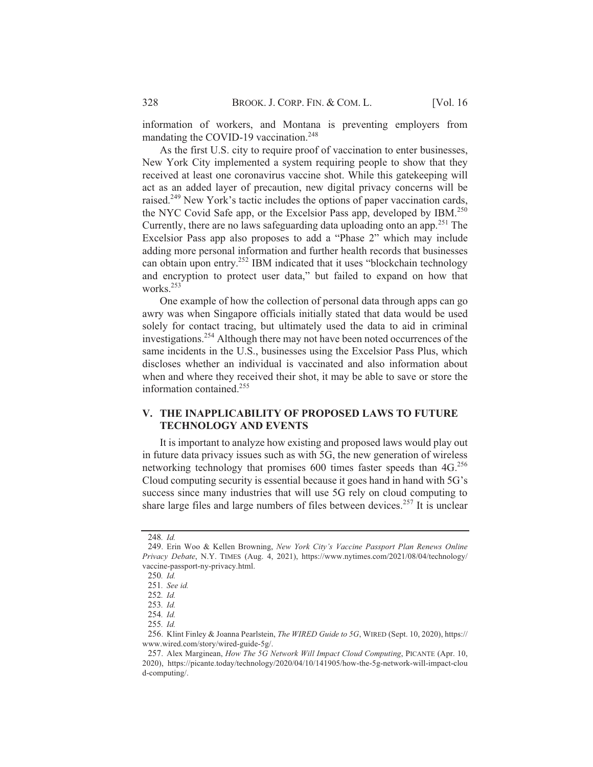information of workers, and Montana is preventing employers from mandating the COVID-19 vaccination.[248]

As the first U.S. city to require proof of vaccination to enter businesses, New York City implemented a system requiring people to show that they received at least one coronavirus vaccine shot. While this gatekeeping will act as an added layer of precaution, new digital privacy concerns will be raised.[249] New York's tactic includes the options of paper vaccination cards, the NYC Covid Safe app, or the Excelsior Pass app, developed by IBM.[250] Currently, there are no laws safeguarding data uploading onto an app.[251] The Excelsior Pass app also proposes to add a "Phase 2" which may include adding more personal information and further health records that businesses can obtain upon entry.[252] IBM indicated that it uses "blockchain technology and encryption to protect user data," but failed to expand on how that works.[253]

One example of how the collection of personal data through apps can go awry was when Singapore officials initially stated that data would be used solely for contact tracing, but ultimately used the data to aid in criminal investigations.[254] Although there may not have been noted occurrences of the same incidents in the U.S., businesses using the Excelsior Pass Plus, which discloses whether an individual is vaccinated and also information about when and where they received their shot, it may be able to save or store the information contained.[255]

## V. THE INAPPLICABILITY OF PROPOSED LAWS TO FUTURE TECHNOLOGY AND EVENTS

It is important to analyze how existing and proposed laws would play out in future data privacy issues such as with 5G, the new generation of wireless networking technology that promises 600 times faster speeds than 4G.[256] Cloud computing security is essential because it goes hand in hand with 5G's success since many industries that will use 5G rely on cloud computing to share large files and large numbers of files between devices.[257] It is unclear

---

248. *Id.*

249. Erin Woo & Kellen Browning, *New York City's Vaccine Passport Plan Renews Online Privacy Debate*, N.Y. TIMES (Aug. 4, 2021), https://www.nytimes.com/2021/08/04/technology/vaccine-passport-ny-privacy.html.

250. *Id.*

251. *See id.*

252. *Id.*

253. *Id.*

254. *Id.*

255. *Id.*

256. Klint Finley & Joanna Pearlstein, *The WIRED Guide to 5G*, WIRED (Sept. 10, 2020), https://www.wired.com/story/wired-guide-5g/.

257. Alex Marginean, *How The 5G Network Will Impact Cloud Computing*, PICANTE (Apr. 10, 2020), https://picante.today/technology/2020/04/10/141905/how-the-5g-network-will-impact-cloud-computing/.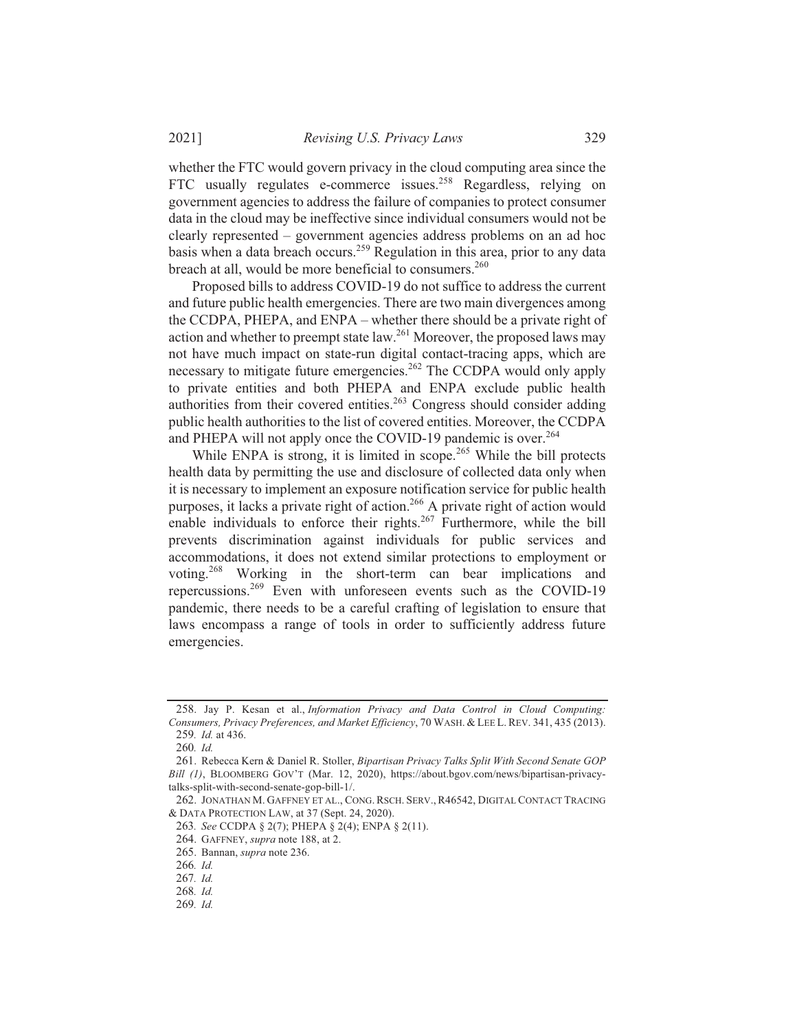whether the FTC would govern privacy in the cloud computing area since the FTC usually regulates e-commerce issues.[258] Regardless, relying on government agencies to address the failure of companies to protect consumer data in the cloud may be ineffective since individual consumers would not be clearly represented – government agencies address problems on an ad hoc basis when a data breach occurs.[259] Regulation in this area, prior to any data breach at all, would be more beneficial to consumers.[260]

Proposed bills to address COVID-19 do not suffice to address the current and future public health emergencies. There are two main divergences among the CCDPA, PHEPA, and ENPA – whether there should be a private right of action and whether to preempt state law.[261] Moreover, the proposed laws may not have much impact on state-run digital contact-tracing apps, which are necessary to mitigate future emergencies.[262] The CCDPA would only apply to private entities and both PHEPA and ENPA exclude public health authorities from their covered entities.[263] Congress should consider adding public health authorities to the list of covered entities. Moreover, the CCDPA and PHEPA will not apply once the COVID-19 pandemic is over.[264]

While ENPA is strong, it is limited in scope.[265] While the bill protects health data by permitting the use and disclosure of collected data only when it is necessary to implement an exposure notification service for public health purposes, it lacks a private right of action.[266] A private right of action would enable individuals to enforce their rights.[267] Furthermore, while the bill prevents discrimination against individuals for public services and accommodations, it does not extend similar protections to employment or voting.[268] Working in the short-term can bear implications and repercussions.[269] Even with unforeseen events such as the COVID-19 pandemic, there needs to be a careful crafting of legislation to ensure that laws encompass a range of tools in order to sufficiently address future emergencies.

---

258. Jay P. Kesan et al., *Information Privacy and Data Control in Cloud Computing: Consumers, Privacy Preferences, and Market Efficiency*, 70 WASH. & LEE L. REV. 341, 435 (2013).

259. *Id.* at 436.

260. *Id.*

261. Rebecca Kern & Daniel R. Stoller, *Bipartisan Privacy Talks Split With Second Senate GOP Bill (1)*, BLOOMBERG GOV'T (Mar. 12, 2020), https://about.bgov.com/news/bipartisan-privacy-talks-split-with-second-senate-gop-bill-1/.

262. JONATHAN M. GAFFNEY ET AL., CONG. RSCH. SERV., R46542, DIGITAL CONTACT TRACING & DATA PROTECTION LAW, at 37 (Sept. 24, 2020).

263. *See* CCDPA § 2(7); PHEPA § 2(4); ENPA § 2(11).

264. GAFFNEY, *supra* note 188, at 2.

265. Bannan, *supra* note 236.

266. *Id.*

267. *Id.*

268. *Id.*

269. *Id.*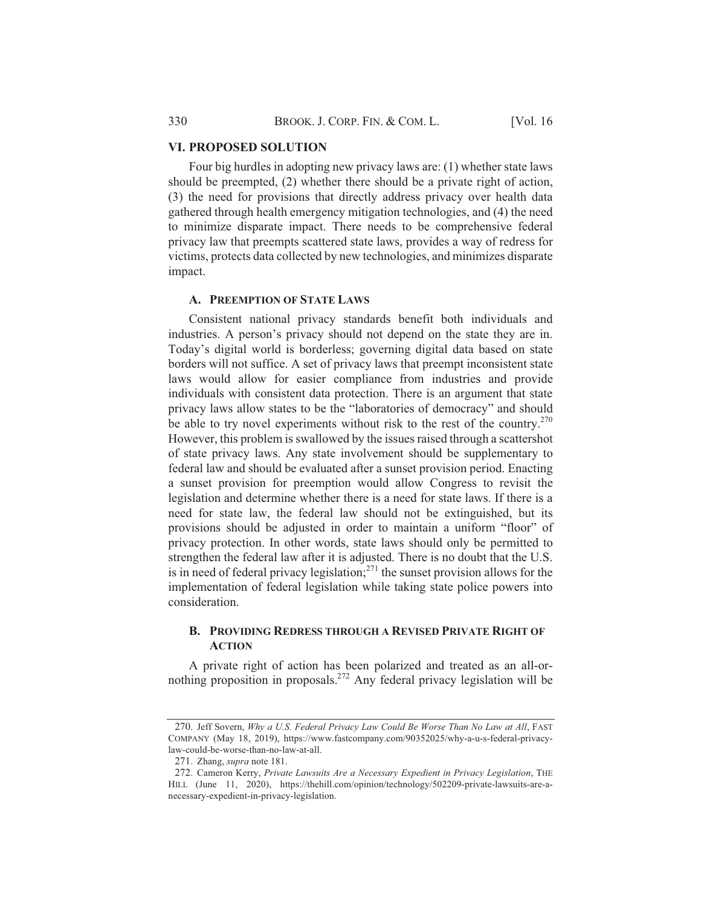## VI. PROPOSED SOLUTION

Four big hurdles in adopting new privacy laws are: (1) whether state laws should be preempted, (2) whether there should be a private right of action, (3) the need for provisions that directly address privacy over health data gathered through health emergency mitigation technologies, and (4) the need to minimize disparate impact. There needs to be comprehensive federal privacy law that preempts scattered state laws, provides a way of redress for victims, protects data collected by new technologies, and minimizes disparate impact.

### A. PREEMPTION OF STATE LAWS

Consistent national privacy standards benefit both individuals and industries. A person's privacy should not depend on the state they are in. Today's digital world is borderless; governing digital data based on state borders will not suffice. A set of privacy laws that preempt inconsistent state laws would allow for easier compliance from industries and provide individuals with consistent data protection. There is an argument that state privacy laws allow states to be the "laboratories of democracy" and should be able to try novel experiments without risk to the rest of the country.[270] However, this problem is swallowed by the issues raised through a scattershot of state privacy laws. Any state involvement should be supplementary to federal law and should be evaluated after a sunset provision period. Enacting a sunset provision for preemption would allow Congress to revisit the legislation and determine whether there is a need for state laws. If there is a need for state law, the federal law should not be extinguished, but its provisions should be adjusted in order to maintain a uniform "floor" of privacy protection. In other words, state laws should only be permitted to strengthen the federal law after it is adjusted. There is no doubt that the U.S. is in need of federal privacy legislation;[271] the sunset provision allows for the implementation of federal legislation while taking state police powers into consideration.

### B. PROVIDING REDRESS THROUGH A REVISED PRIVATE RIGHT OF ACTION

A private right of action has been polarized and treated as an all-or-nothing proposition in proposals.[272] Any federal privacy legislation will be

---

270. Jeff Sovern, *Why a U.S. Federal Privacy Law Could Be Worse Than No Law at All*, FAST COMPANY (May 18, 2019), https://www.fastcompany.com/90352025/why-a-u-s-federal-privacy-law-could-be-worse-than-no-law-at-all.

271. Zhang, *supra* note 181.

272. Cameron Kerry, *Private Lawsuits Are a Necessary Expedient in Privacy Legislation*, THE HILL (June 11, 2020), https://thehill.com/opinion/technology/502209-private-lawsuits-are-a-necessary-expedient-in-privacy-legislation.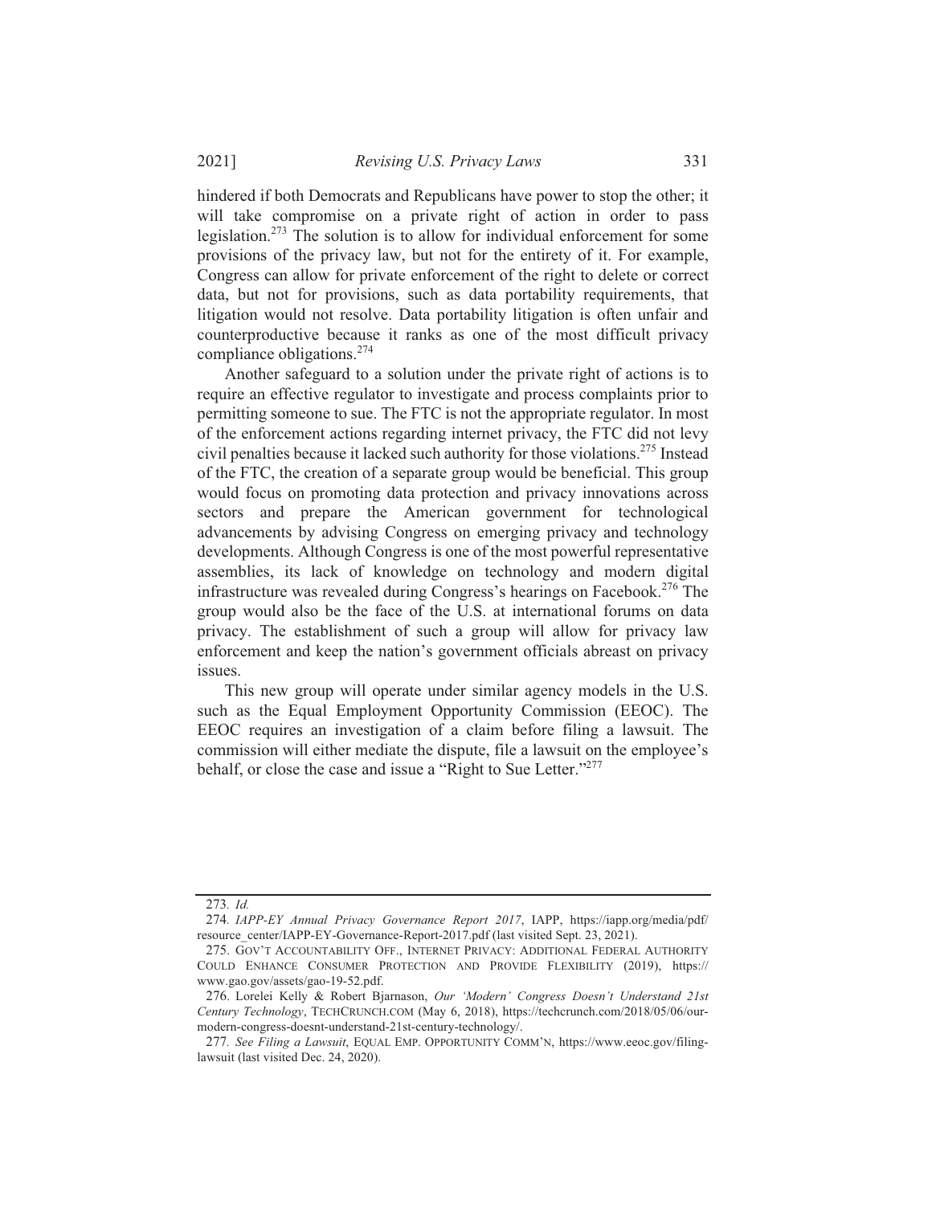hindered if both Democrats and Republicans have power to stop the other; it will take compromise on a private right of action in order to pass legislation.[273] The solution is to allow for individual enforcement for some provisions of the privacy law, but not for the entirety of it. For example, Congress can allow for private enforcement of the right to delete or correct data, but not for provisions, such as data portability requirements, that litigation would not resolve. Data portability litigation is often unfair and counterproductive because it ranks as one of the most difficult privacy compliance obligations.[274]

Another safeguard to a solution under the private right of actions is to require an effective regulator to investigate and process complaints prior to permitting someone to sue. The FTC is not the appropriate regulator. In most of the enforcement actions regarding internet privacy, the FTC did not levy civil penalties because it lacked such authority for those violations.[275] Instead of the FTC, the creation of a separate group would be beneficial. This group would focus on promoting data protection and privacy innovations across sectors and prepare the American government for technological advancements by advising Congress on emerging privacy and technology developments. Although Congress is one of the most powerful representative assemblies, its lack of knowledge on technology and modern digital infrastructure was revealed during Congress's hearings on Facebook.[276] The group would also be the face of the U.S. at international forums on data privacy. The establishment of such a group will allow for privacy law enforcement and keep the nation's government officials abreast on privacy issues.

This new group will operate under similar agency models in the U.S. such as the Equal Employment Opportunity Commission (EEOC). The EEOC requires an investigation of a claim before filing a lawsuit. The commission will either mediate the dispute, file a lawsuit on the employee's behalf, or close the case and issue a "Right to Sue Letter."[277]

---

273. *Id.*

274. *IAPP-EY Annual Privacy Governance Report 2017*, IAPP, https://iapp.org/media/pdf/resource_center/IAPP-EY-Governance-Report-2017.pdf (last visited Sept. 23, 2021).

275. GOV'T ACCOUNTABILITY OFF., INTERNET PRIVACY: ADDITIONAL FEDERAL AUTHORITY COULD ENHANCE CONSUMER PROTECTION AND PROVIDE FLEXIBILITY (2019), https://www.gao.gov/assets/gao-19-52.pdf.

276. Lorelei Kelly & Robert Bjarnason, *Our 'Modern' Congress Doesn't Understand 21st Century Technology*, TECHCRUNCH.COM (May 6, 2018), https://techcrunch.com/2018/05/06/our-modern-congress-doesnt-understand-21st-century-technology/.

277. *See Filing a Lawsuit*, EQUAL EMP. OPPORTUNITY COMM'N, https://www.eeoc.gov/filing-lawsuit (last visited Dec. 24, 2020).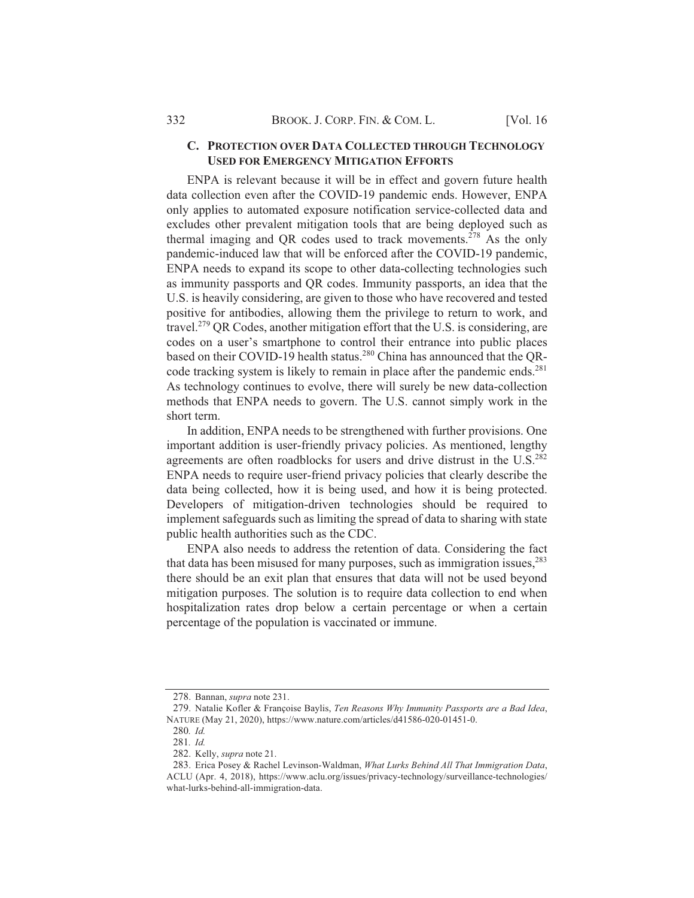### C. PROTECTION OVER DATA COLLECTED THROUGH TECHNOLOGY USED FOR EMERGENCY MITIGATION EFFORTS

ENPA is relevant because it will be in effect and govern future health data collection even after the COVID-19 pandemic ends. However, ENPA only applies to automated exposure notification service-collected data and excludes other prevalent mitigation tools that are being deployed such as thermal imaging and QR codes used to track movements.[278] As the only pandemic-induced law that will be enforced after the COVID-19 pandemic, ENPA needs to expand its scope to other data-collecting technologies such as immunity passports and QR codes. Immunity passports, an idea that the U.S. is heavily considering, are given to those who have recovered and tested positive for antibodies, allowing them the privilege to return to work, and travel.[279] QR Codes, another mitigation effort that the U.S. is considering, are codes on a user's smartphone to control their entrance into public places based on their COVID-19 health status.[280] China has announced that the QR-code tracking system is likely to remain in place after the pandemic ends.[281] As technology continues to evolve, there will surely be new data-collection methods that ENPA needs to govern. The U.S. cannot simply work in the short term.

In addition, ENPA needs to be strengthened with further provisions. One important addition is user-friendly privacy policies. As mentioned, lengthy agreements are often roadblocks for users and drive distrust in the U.S.[282] ENPA needs to require user-friend privacy policies that clearly describe the data being collected, how it is being used, and how it is being protected. Developers of mitigation-driven technologies should be required to implement safeguards such as limiting the spread of data to sharing with state public health authorities such as the CDC.

ENPA also needs to address the retention of data. Considering the fact that data has been misused for many purposes, such as immigration issues,[283] there should be an exit plan that ensures that data will not be used beyond mitigation purposes. The solution is to require data collection to end when hospitalization rates drop below a certain percentage or when a certain percentage of the population is vaccinated or immune.

---

278. Bannan, *supra* note 231.

279. Natalie Kofler & Françoise Baylis, *Ten Reasons Why Immunity Passports are a Bad Idea*, NATURE (May 21, 2020), https://www.nature.com/articles/d41586-020-01451-0.

280. *Id.*

281. *Id.*

282. Kelly, *supra* note 21.

283. Erica Posey & Rachel Levinson-Waldman, *What Lurks Behind All That Immigration Data*, ACLU (Apr. 4, 2018), https://www.aclu.org/issues/privacy-technology/surveillance-technologies/what-lurks-behind-all-immigration-data.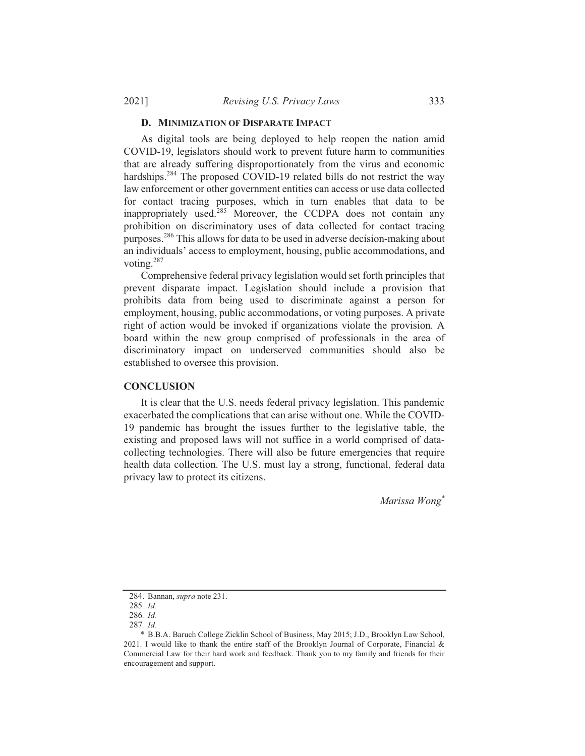### D. MINIMIZATION OF DISPARATE IMPACT

As digital tools are being deployed to help reopen the nation amid COVID-19, legislators should work to prevent future harm to communities that are already suffering disproportionately from the virus and economic hardships.[284] The proposed COVID-19 related bills do not restrict the way law enforcement or other government entities can access or use data collected for contact tracing purposes, which in turn enables that data to be inappropriately used.[285] Moreover, the CCDPA does not contain any prohibition on discriminatory uses of data collected for contact tracing purposes.[286] This allows for data to be used in adverse decision-making about an individuals' access to employment, housing, public accommodations, and voting.[287]

Comprehensive federal privacy legislation would set forth principles that prevent disparate impact. Legislation should include a provision that prohibits data from being used to discriminate against a person for employment, housing, public accommodations, or voting purposes. A private right of action would be invoked if organizations violate the provision. A board within the new group comprised of professionals in the area of discriminatory impact on underserved communities should also be established to oversee this provision.

## CONCLUSION

It is clear that the U.S. needs federal privacy legislation. This pandemic exacerbated the complications that can arise without one. While the COVID-19 pandemic has brought the issues further to the legislative table, the existing and proposed laws will not suffice in a world comprised of data-collecting technologies. There will also be future emergencies that require health data collection. The U.S. must lay a strong, functional, federal data privacy law to protect its citizens.

*Marissa Wong*[*]

---

284. Bannan, *supra* note 231.

285. *Id.*

286. *Id.*

287. *Id.*

\* B.B.A. Baruch College Zicklin School of Business, May 2015; J.D., Brooklyn Law School, 2021. I would like to thank the entire staff of the Brooklyn Journal of Corporate, Financial & Commercial Law for their hard work and feedback. Thank you to my family and friends for their encouragement and support.